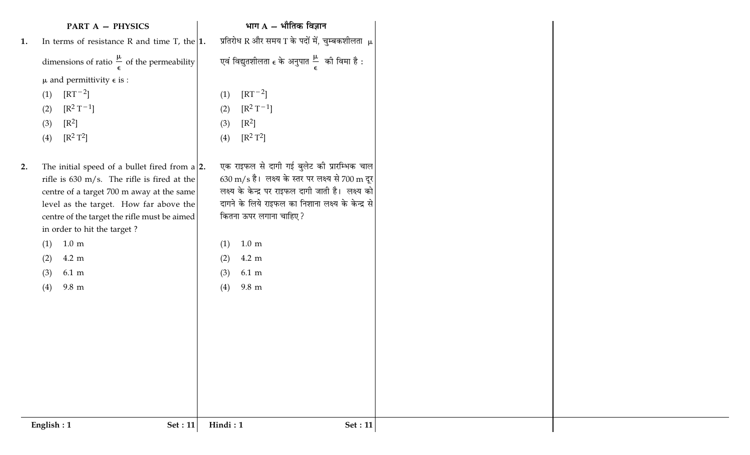## PART A — PHYSICS

1. In terms of resistance R and time T, the dimensions of ratio $\frac{\mu}{\epsilon}$ of the permeability $\mu$ and permittivity $\epsilon$ is :

   (1) $[RT^{-2}]$

   (2) $[R^2 T^{-1}]$

   (3) $[R^2]$

   (4) $[R^2 T^2]$

2. The initial speed of a bullet fired from a rifle is 630 m/s. The rifle is fired at the centre of a target 700 m away at the same level as the target. How far above the centre of the target the rifle must be aimed in order to hit the target ?

   (1) 1.0 m

   (2) 4.2 m

   (3) 6.1 m

   (4) 9.8 m

## भाग A — भौतिक विज्ञान

1. प्रतिरोध R और समय T के पदों में, चुम्बकशीलता $\mu$ एवं विद्युतशीलता $\epsilon$ के अनुपात $\frac{\mu}{\epsilon}$ की विमा है :

   (1) $[RT^{-2}]$

   (2) $[R^2 T^{-1}]$

   (3) $[R^2]$

   (4) $[R^2 T^2]$

2. एक राइफल से दागी गई बुलेट की प्रारम्भिक चाल 630 m/s है। लक्ष्य के स्तर पर लक्ष्य से 700 m दूर लक्ष्य के केन्द्र पर राइफल दागी जाती है। लक्ष्य को दागने के लिये राइफल का निशाना लक्ष्य के केन्द्र से कितना ऊपर लगाना चाहिए ?

   (1) 1.0 m

   (2) 4.2 m

   (3) 6.1 m

   (4) 9.8 m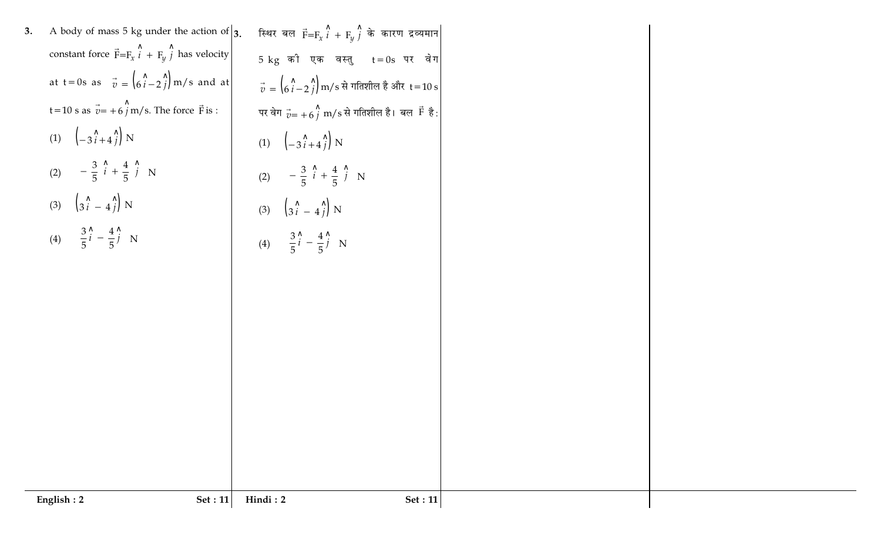3. A body of mass 5 kg under the action of constant force $\vec{F}=F_x\hat{i}+F_y\hat{j}$ has velocity at $t=0s$ as $\vec{v}=\left(6\hat{i}-2\hat{j}\right)$ m/s and at $t=10$ s as $\vec{v}=+6\hat{j}$ m/s. The force $\vec{F}$ is :

(1) $\left(-3\hat{i}+4\hat{j}\right)$ N

(2) $-\frac{3}{5}\hat{i}+\frac{4}{5}\hat{j}$ N

(3) $\left(3\hat{i}-4\hat{j}\right)$ N

(4) $\frac{3}{5}\hat{i}-\frac{4}{5}\hat{j}$ N

3. स्थिर बल $\vec{F}=F_x\hat{i}+F_y\hat{j}$ के कारण द्रव्यमान 5 kg की एक वस्तु $t=0s$ पर वेग $\vec{v}=\left(6\hat{i}-2\hat{j}\right)$ m/s से गतिशील है और $t=10$ s पर वेग $\vec{v}=+6\hat{j}$ m/s से गतिशील है। बल $\vec{F}$ है:

(1) $\left(-3\hat{i}+4\hat{j}\right)$ N

(2) $-\frac{3}{5}\hat{i}+\frac{4}{5}\hat{j}$ N

(3) $\left(3\hat{i}-4\hat{j}\right)$ N

(4) $\frac{3}{5}\hat{i}-\frac{4}{5}\hat{j}$ N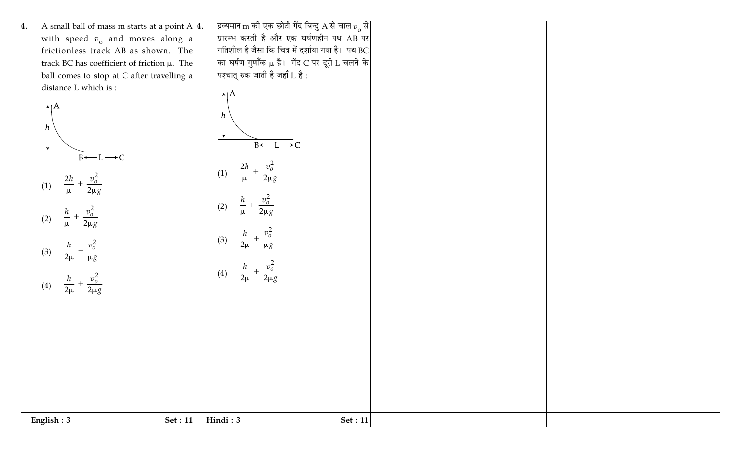4. A small ball of mass m starts at a point A with speed $v_o$ and moves along a frictionless track AB as shown. The track BC has coefficient of friction $\mu$. The ball comes to stop at C after travelling a distance L which is :

(1) $\frac{2h}{\mu} + \frac{v_o^2}{2\mu g}$

(2) $\frac{h}{\mu} + \frac{v_o^2}{2\mu g}$

(3) $\frac{h}{2\mu} + \frac{v_o^2}{\mu g}$

(4) $\frac{h}{2\mu} + \frac{v_o^2}{2\mu g}$

4. द्रव्यमान m की एक छोटी गेंद बिन्दु A से चाल $v_o$ से प्रारम्भ करती है और एक घर्षणहीन पथ AB पर गतिशील है जैसा कि चित्र में दर्शाया गया है। पथ BC का घर्षण गुणाँक $\mu$ है। गेंद C पर दूरी L चलने के पश्चात् रुक जाती है जहाँ L है :

(1) $\frac{2h}{\mu} + \frac{v_o^2}{2\mu g}$

(2) $\frac{h}{\mu} + \frac{v_o^2}{2\mu g}$

(3) $\frac{h}{2\mu} + \frac{v_o^2}{\mu g}$

(4) $\frac{h}{2\mu} + \frac{v_o^2}{2\mu g}$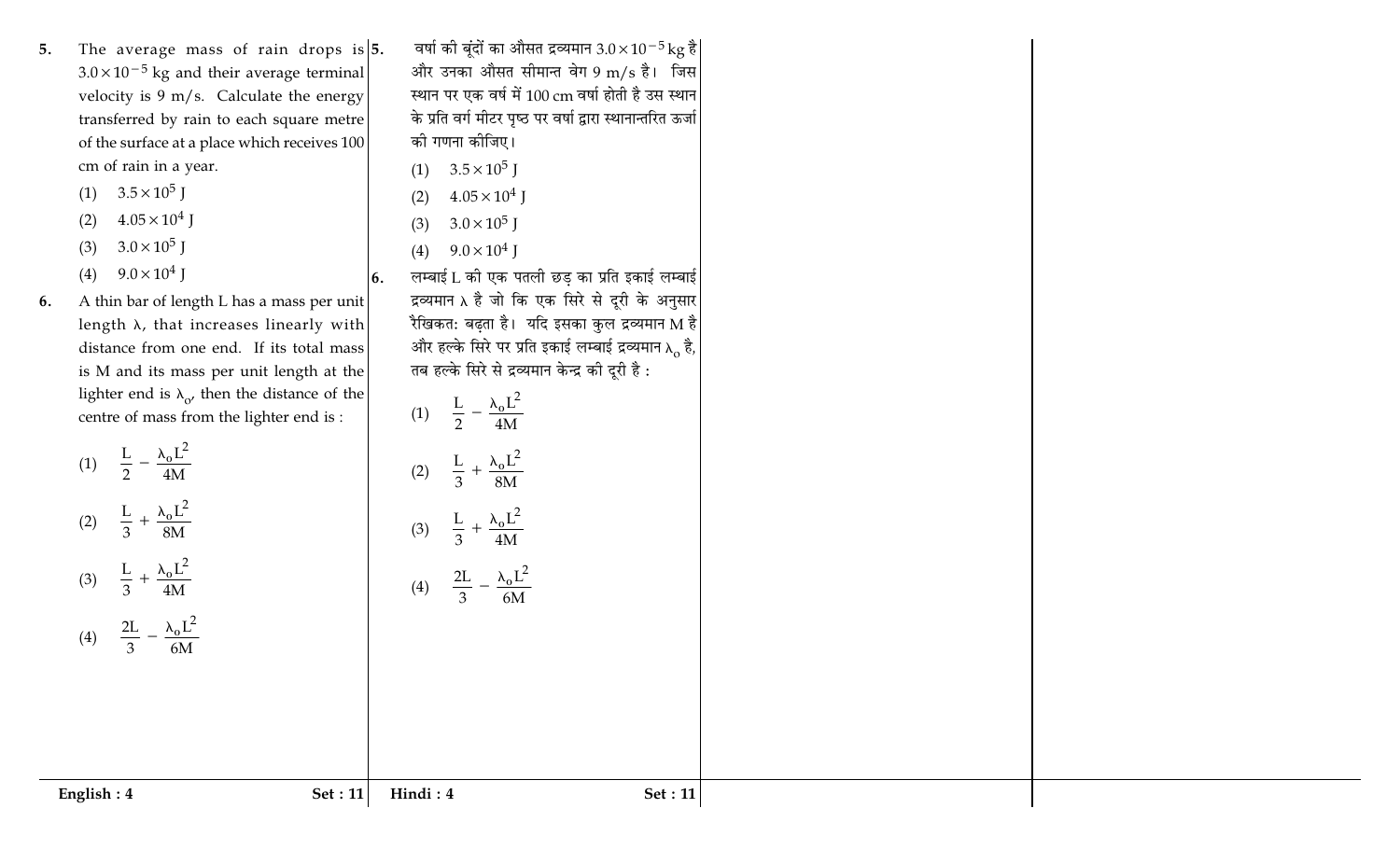5. The average mass of rain drops is $3.0 \times 10^{-5}$ kg and their average terminal velocity is 9 m/s. Calculate the energy transferred by rain to each square metre of the surface at a place which receives 100 cm of rain in a year.

   (1) $3.5 \times 10^{5}$ J
   
   (2) $4.05 \times 10^{4}$ J
   
   (3) $3.0 \times 10^{5}$ J
   
   (4) $9.0 \times 10^{4}$ J

6. A thin bar of length L has a mass per unit length $\lambda$, that increases linearly with distance from one end. If its total mass is M and its mass per unit length at the lighter end is $\lambda_o$, then the distance of the centre of mass from the lighter end is :

   (1) $\frac{L}{2} - \frac{\lambda_o L^2}{4M}$
   
   (2) $\frac{L}{3} + \frac{\lambda_o L^2}{8M}$
   
   (3) $\frac{L}{3} + \frac{\lambda_o L^2}{4M}$
   
   (4) $\frac{2L}{3} - \frac{\lambda_o L^2}{6M}$

5. वर्षा की बूंदों का औसत द्रव्यमान $3.0 \times 10^{-5}$ kg है और उनका औसत सीमान्त वेग 9 m/s है। जिस स्थान पर एक वर्ष में 100 cm वर्षा होती है उस स्थान के प्रति वर्ग मीटर पृष्ठ पर वर्षा द्वारा स्थानान्तरित ऊर्जा की गणना कीजिए।

   (1) $3.5 \times 10^{5}$ J
   
   (2) $4.05 \times 10^{4}$ J
   
   (3) $3.0 \times 10^{5}$ J
   
   (4) $9.0 \times 10^{4}$ J

6. लम्बाई L की एक पतली छड़ का प्रति इकाई लम्बाई द्रव्यमान $\lambda$ है जो कि एक सिरे से दूरी के अनुसार रैखिकत: बढ़ता है। यदि इसका कुल द्रव्यमान M है और हल्के सिरे पर प्रति इकाई लम्बाई द्रव्यमान $\lambda_o$ है, तब हल्के सिरे से द्रव्यमान केन्द्र की दूरी है :

   (1) $\frac{L}{2} - \frac{\lambda_o L^2}{4M}$
   
   (2) $\frac{L}{3} + \frac{\lambda_o L^2}{8M}$
   
   (3) $\frac{L}{3} + \frac{\lambda_o L^2}{4M}$
   
   (4) $\frac{2L}{3} - \frac{\lambda_o L^2}{6M}$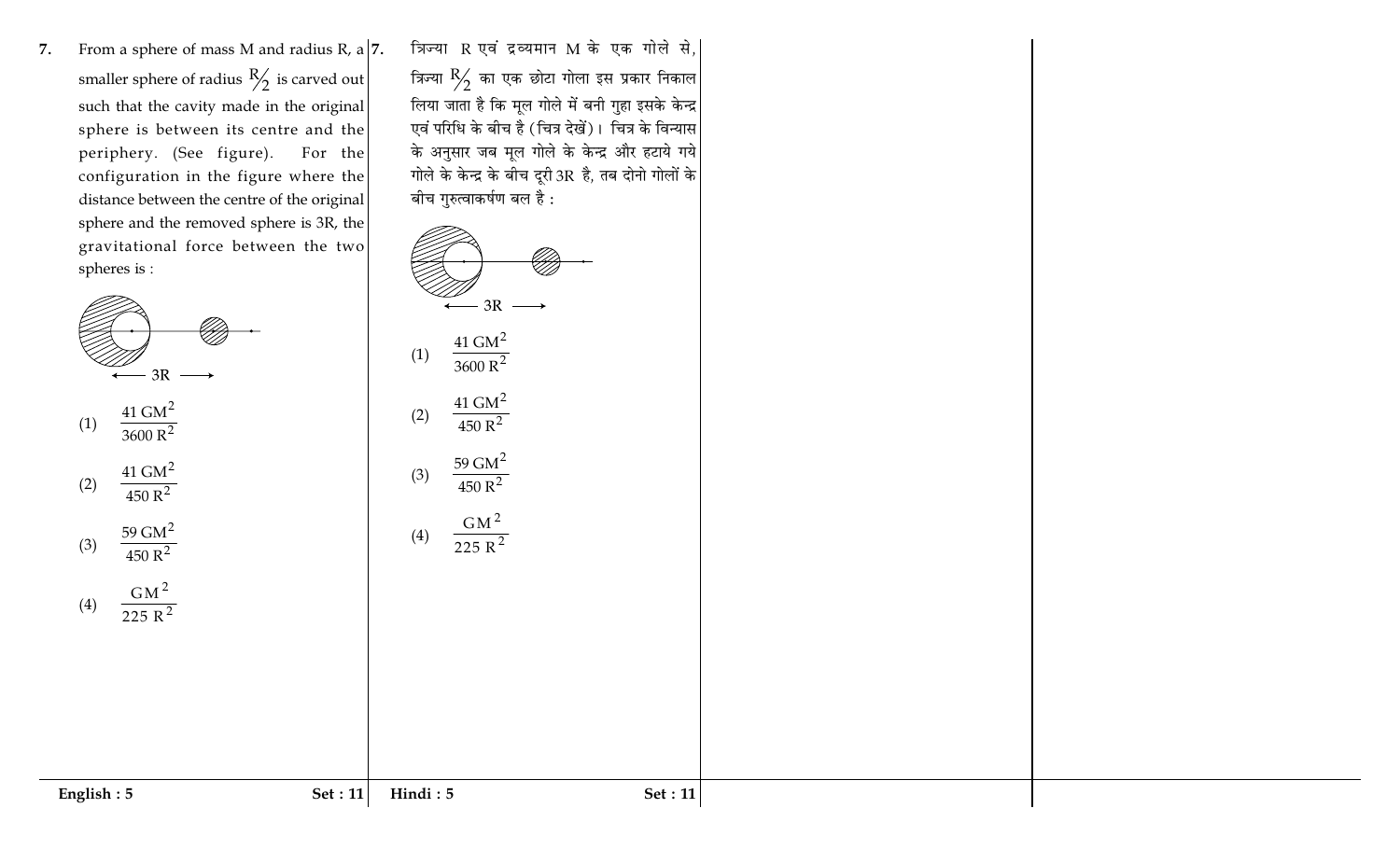7. From a sphere of mass M and radius R, a smaller sphere of radius $R/2$ is carved out such that the cavity made in the original sphere is between its centre and the periphery. (See figure). For the configuration in the figure where the distance between the centre of the original sphere and the removed sphere is 3R, the gravitational force between the two spheres is :

← 3R →

(1) $\frac{41 \text{ GM}^2}{3600 \text{ R}^2}$

(2) $\frac{41 \text{ GM}^2}{450 \text{ R}^2}$

(3) $\frac{59 \text{ GM}^2}{450 \text{ R}^2}$

(4) $\frac{\text{GM}^2}{225 \text{ R}^2}$

7. त्रिज्या R एवं द्रव्यमान M के एक गोले से, त्रिज्या $R/2$ का एक छोटा गोला इस प्रकार निकाल लिया जाता है कि मूल गोले में बनी गुहा इसके केन्द्र एवं परिधि के बीच है (चित्र देखें)। चित्र के विन्यास के अनुसार जब मूल गोले के केन्द्र और हटाये गये गोले के केन्द्र के बीच दूरी 3R है, तब दोनो गोलों के बीच गुरुत्वाकर्षण बल है :

← 3R →

(1) $\frac{41 \text{ GM}^2}{3600 \text{ R}^2}$

(2) $\frac{41 \text{ GM}^2}{450 \text{ R}^2}$

(3) $\frac{59 \text{ GM}^2}{450 \text{ R}^2}$

(4) $\frac{\text{GM}^2}{225 \text{ R}^2}$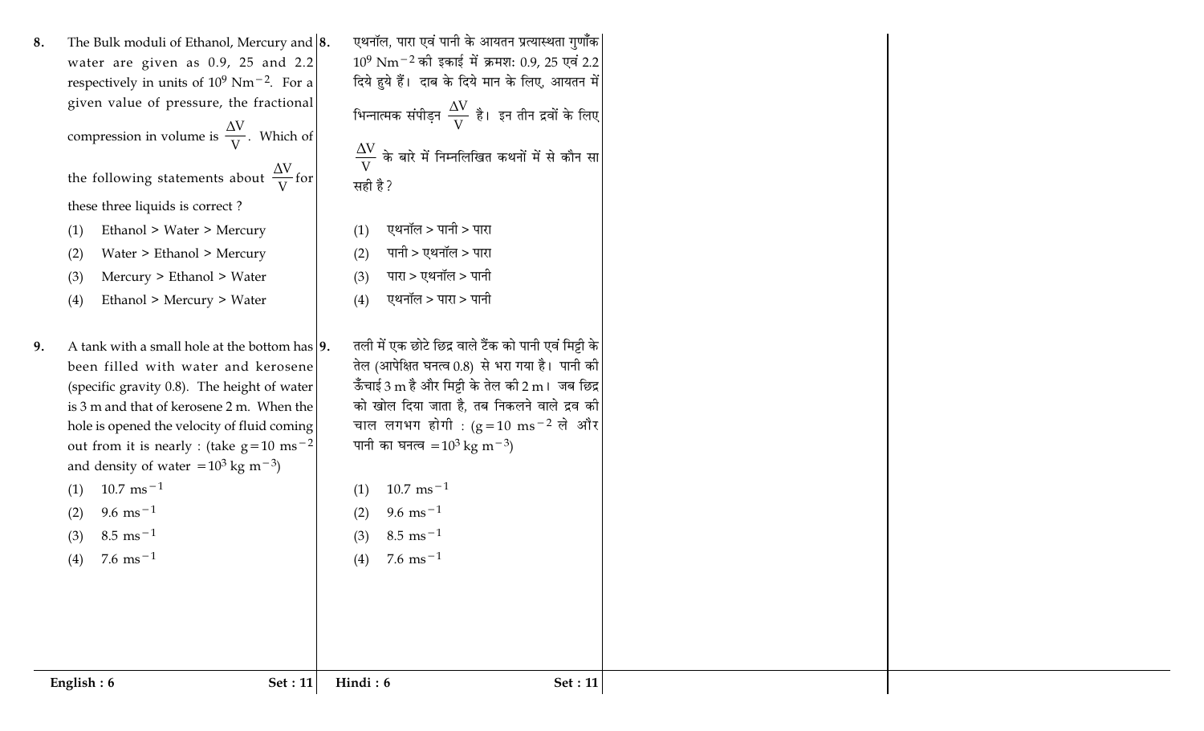8. The Bulk moduli of Ethanol, Mercury and water are given as 0.9, 25 and 2.2 respectively in units of $10^9$ $Nm^{-2}$. For a given value of pressure, the fractional compression in volume is $\frac{\Delta V}{V}$. Which of the following statements about $\frac{\Delta V}{V}$ for these three liquids is correct ?

(1) Ethanol > Water > Mercury
(2) Water > Ethanol > Mercury
(3) Mercury > Ethanol > Water
(4) Ethanol > Mercury > Water

9. A tank with a small hole at the bottom has been filled with water and kerosene (specific gravity 0.8). The height of water is 3 m and that of kerosene 2 m. When the hole is opened the velocity of fluid coming out from it is nearly : (take $g=10$ $ms^{-2}$ and density of water $=10^3$ $kg$ $m^{-3}$)

(1) 10.7 $ms^{-1}$
(2) 9.6 $ms^{-1}$
(3) 8.5 $ms^{-1}$
(4) 7.6 $ms^{-1}$

8. एथनॉल, पारा एवं पानी के आयतन प्रत्यास्थता गुणाँक $10^9$ $Nm^{-2}$ की इकाई में क्रमश: 0.9, 25 एवं 2.2 दिये हुये हैं। दाब के दिये मान के लिए, आयतन में भिन्नात्मक संपीड़न $\frac{\Delta V}{V}$ है। इन तीन द्रवों के लिए $\frac{\Delta V}{V}$ के बारे में निम्नलिखित कथनों में से कौन सा सही है ?

(1) एथनॉल > पानी > पारा
(2) पानी > एथनॉल > पारा
(3) पारा > एथनॉल > पानी
(4) एथनॉल > पारा > पानी

9. तली में एक छोटे छिद्र वाले टैंक को पानी एवं मिट्टी के तेल (आपेक्षित घनत्व 0.8) से भरा गया है। पानी की ऊँचाई 3 m है और मिट्टी के तेल की 2 m। जब छिद्र को खोल दिया जाता है, तब निकलने वाले द्रव की चाल लगभग होगी : ($g=10$ $ms^{-2}$ ले और पानी का घनत्व $=10^3$ $kg$ $m^{-3}$)

(1) 10.7 $ms^{-1}$
(2) 9.6 $ms^{-1}$
(3) 8.5 $ms^{-1}$
(4) 7.6 $ms^{-1}$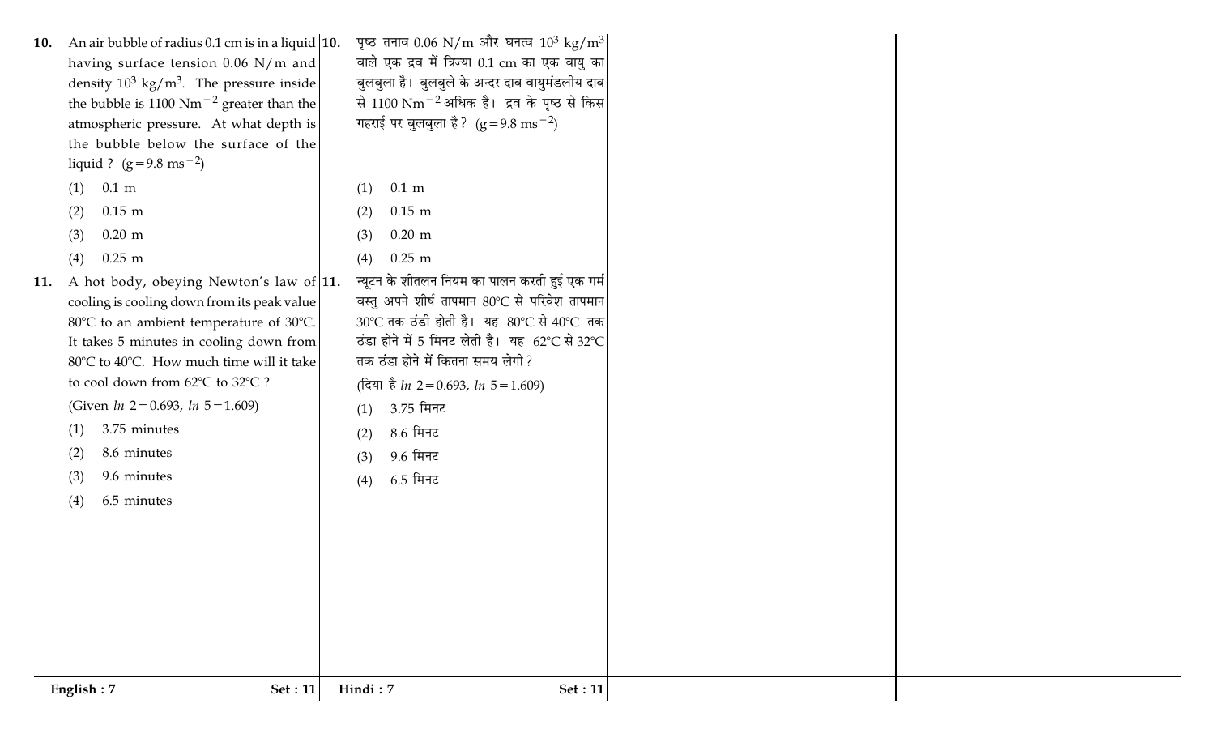10. An air bubble of radius 0.1 cm is in a liquid having surface tension 0.06 N/m and density $10^3$ kg/m$^3$. The pressure inside the bubble is 1100 Nm$^{-2}$ greater than the atmospheric pressure. At what depth is the bubble below the surface of the liquid ? ($g = 9.8$ ms$^{-2}$)

(1) 0.1 m

(2) 0.15 m

(3) 0.20 m

(4) 0.25 m

11. A hot body, obeying Newton's law of cooling is cooling down from its peak value 80°C to an ambient temperature of 30°C. It takes 5 minutes in cooling down from 80°C to 40°C. How much time will it take to cool down from 62°C to 32°C ?

(Given $ln\ 2 = 0.693$, $ln\ 5 = 1.609$)

(1) 3.75 minutes

(2) 8.6 minutes

(3) 9.6 minutes

(4) 6.5 minutes

10. पृष्ठ तनाव 0.06 N/m और घनत्व $10^3$ kg/m$^3$ वाले एक द्रव में त्रिज्या 0.1 cm का एक वायु का बुलबुला है। बुलबुले के अन्दर दाब वायुमंडलीय दाब से 1100 Nm$^{-2}$ अधिक है। द्रव के पृष्ठ से किस गहराई पर बुलबुला है? ($g = 9.8$ ms$^{-2}$)

(1) 0.1 m

(2) 0.15 m

(3) 0.20 m

(4) 0.25 m

11. न्यूटन के शीतलन नियम का पालन करती हुई एक गर्म वस्तु अपने शीर्ष तापमान 80°C से परिवेश तापमान 30°C तक ठंडी होती है। यह 80°C से 40°C तक ठंडा होने में 5 मिनट लेती है। यह 62°C से 32°C तक ठंडा होने में कितना समय लेगी?

(दिया है $ln\ 2 = 0.693$, $ln\ 5 = 1.609$)

(1) 3.75 मिनट

(2) 8.6 मिनट

(3) 9.6 मिनट

(4) 6.5 मिनट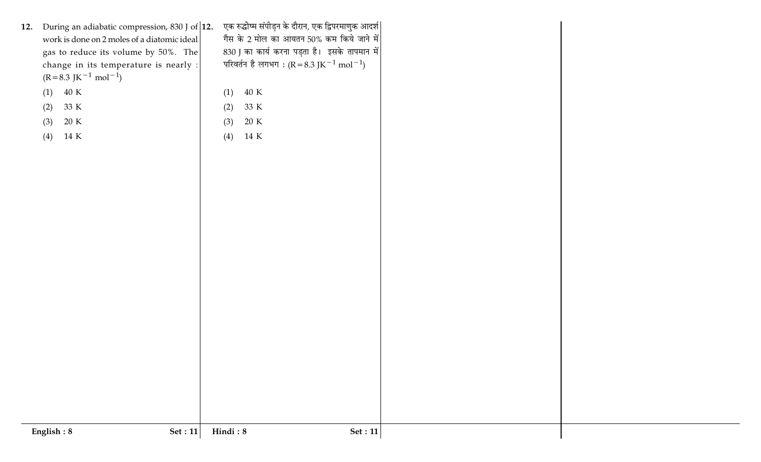12. During an adiabatic compression, 830 J of work is done on 2 moles of a diatomic ideal gas to reduce its volume by 50%. The change in its temperature is nearly : ($R = 8.3\ JK^{-1}\ mol^{-1}$)

(1) 40 K

(2) 33 K

(3) 20 K

(4) 14 K

12. एक रुद्धोष्म संपीड़न के दौरान, एक द्विपरमाणुक आदर्श गैस के 2 मोल का आयतन 50% कम किये जाने में 830 J का कार्य करना पड़ता है। इसके तापमान में परिवर्तन है लगभग : ($R = 8.3\ JK^{-1}\ mol^{-1}$)

(1) 40 K

(2) 33 K

(3) 20 K

(4) 14 K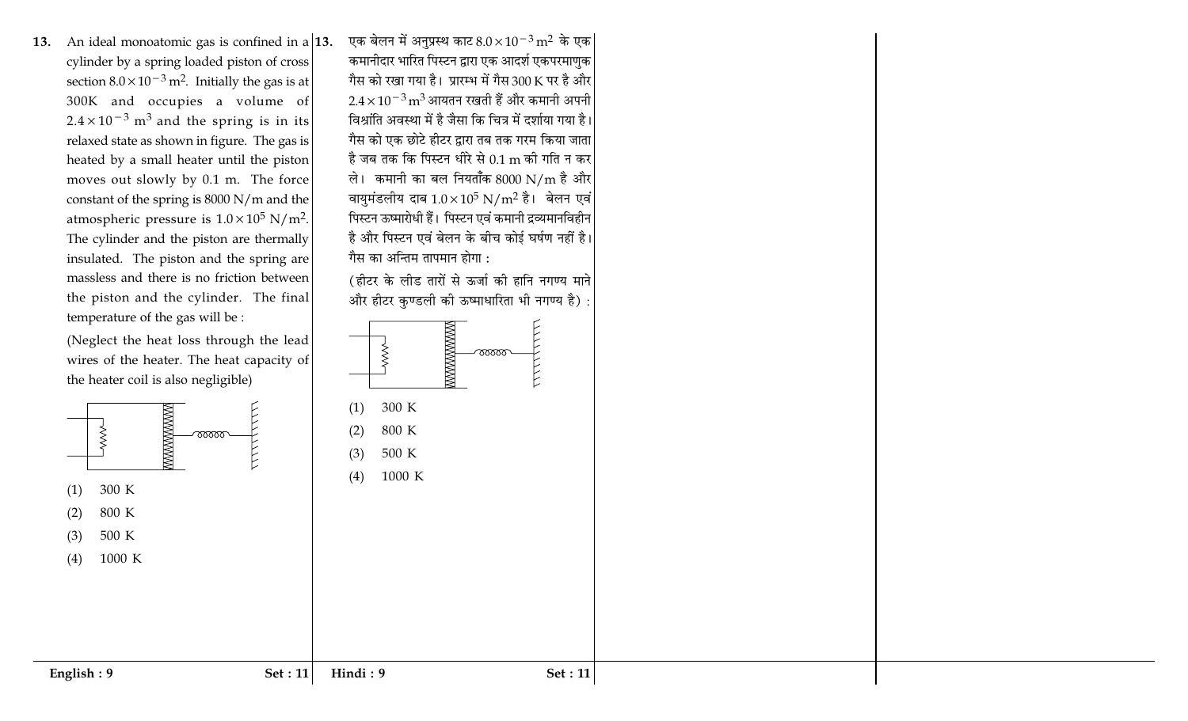13. An ideal monoatomic gas is confined in a cylinder by a spring loaded piston of cross section $8.0 \times 10^{-3}$ m$^2$. Initially the gas is at 300K and occupies a volume of $2.4 \times 10^{-3}$ m$^3$ and the spring is in its relaxed state as shown in figure. The gas is heated by a small heater until the piston moves out slowly by 0.1 m. The force constant of the spring is 8000 N/m and the atmospheric pressure is $1.0 \times 10^5$ N/m$^2$. The cylinder and the piston are thermally insulated. The piston and the spring are massless and there is no friction between the piston and the cylinder. The final temperature of the gas will be :

(Neglect the heat loss through the lead wires of the heater. The heat capacity of the heater coil is also negligible)

(1) 300 K

(2) 800 K

(3) 500 K

(4) 1000 K

13. एक बेलन में अनुप्रस्थ काट $8.0 \times 10^{-3}$ m$^2$ के एक कमानीदार भारित पिस्टन द्वारा एक आदर्श एकपरमाणुक गैस को रखा गया है। प्रारम्भ में गैस 300 K पर है और $2.4 \times 10^{-3}$ m$^3$ आयतन रखती हैं और कमानी अपनी विश्रांति अवस्था में है जैसा कि चित्र में दर्शाया गया है। गैस को एक छोटे हीटर द्वारा तब तक गरम किया जाता है जब तक कि पिस्टन धीरे से 0.1 m की गति न कर ले। कमानी का बल नियताँक 8000 N/m है और वायुमंडलीय दाब $1.0 \times 10^5$ N/m$^2$ है। बेलन एवं पिस्टन ऊष्मारोधी हैं। पिस्टन एवं कमानी द्रव्यमानविहीन है और पिस्टन एवं बेलन के बीच कोई घर्षण नहीं है। गैस का अन्तिम तापमान होगा :

(हीटर के लीड तारों से ऊर्जा की हानि नगण्य माने और हीटर कुण्डली की ऊष्माधारिता भी नगण्य है) :

(1) 300 K

(2) 800 K

(3) 500 K

(4) 1000 K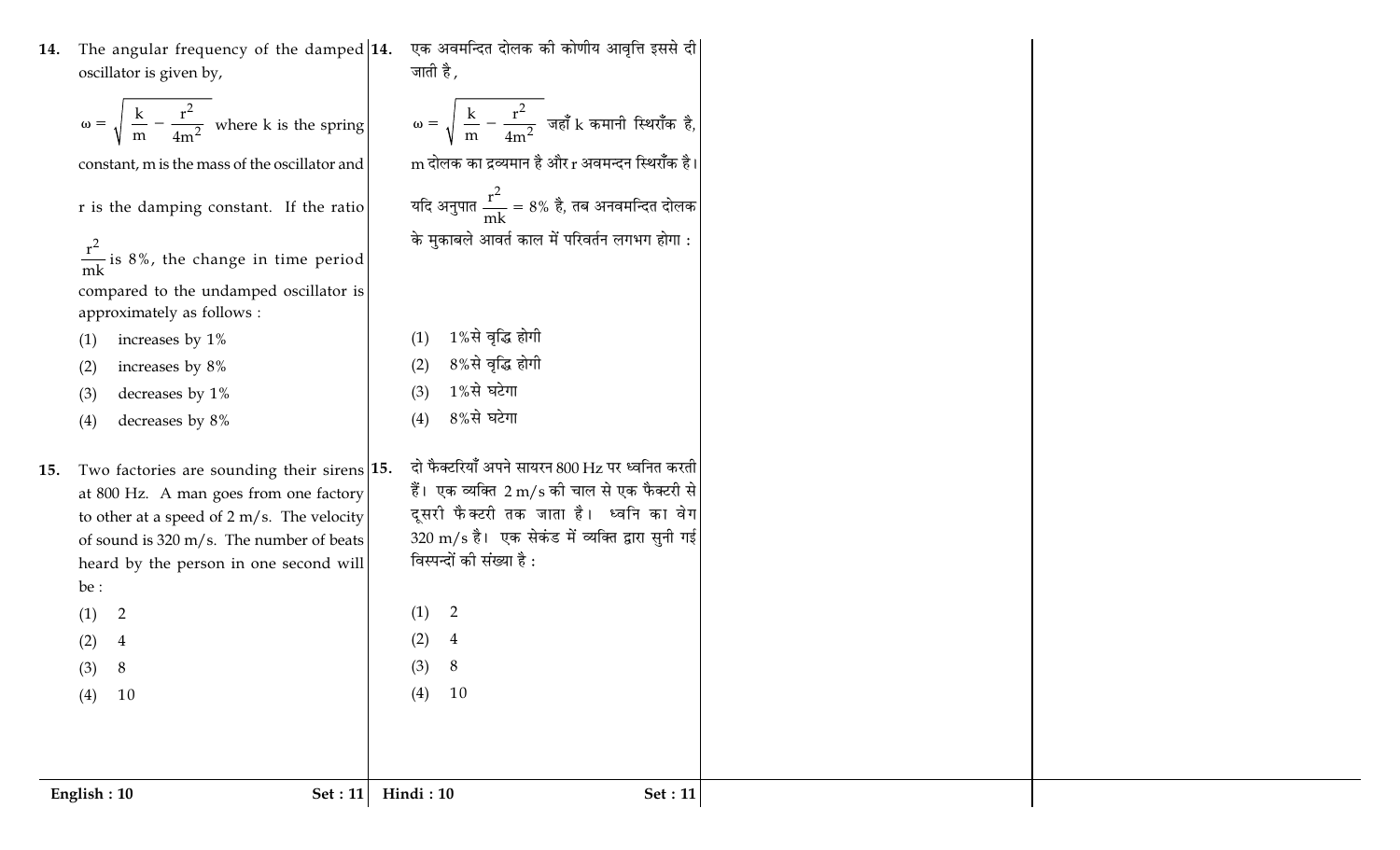14. The angular frequency of the damped oscillator is given by,

$\omega = \sqrt{\frac{k}{m} - \frac{r^2}{4m^2}}$ where k is the spring constant, m is the mass of the oscillator and r is the damping constant. If the ratio $\frac{r^2}{mk}$ is 8%, the change in time period compared to the undamped oscillator is approximately as follows :

(1) increases by 1%
(2) increases by 8%
(3) decreases by 1%
(4) decreases by 8%

15. Two factories are sounding their sirens at 800 Hz. A man goes from one factory to other at a speed of 2 m/s. The velocity of sound is 320 m/s. The number of beats heard by the person in one second will be :

(1) 2
(2) 4
(3) 8
(4) 10

14. एक अवमन्दित दोलक की कोणीय आवृत्ति इससे दी जाती है,

$\omega = \sqrt{\frac{k}{m} - \frac{r^2}{4m^2}}$ जहाँ k कमानी स्थिराँक है, m दोलक का द्रव्यमान है और r अवमन्दन स्थिराँक है। यदि अनुपात $\frac{r^2}{mk} = 8\%$ है, तब अनवमन्दित दोलक के मुकाबले आवर्त काल में परिवर्तन लगभग होगा :

(1) 1%से वृद्धि होगी
(2) 8%से वृद्धि होगी
(3) 1%से घटेगा
(4) 8%से घटेगा

15. दो फैक्टरियाँ अपने सायरन 800 Hz पर ध्वनित करती हैं। एक व्यक्ति 2 m/s की चाल से एक फैक्टरी से दूसरी फैक्टरी तक जाता है। ध्वनि का वेग 320 m/s है। एक सेकंड में व्यक्ति द्वारा सुनी गई विस्पन्दों की संख्या है :

(1) 2
(2) 4
(3) 8
(4) 10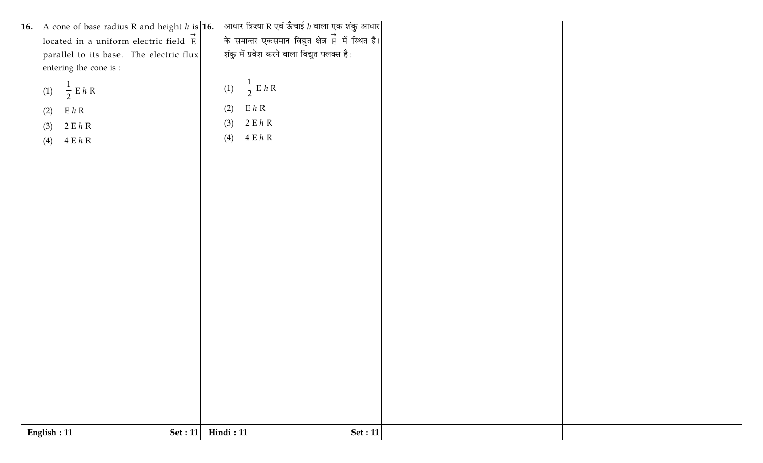**16.** A cone of base radius R and height $h$ is located in a uniform electric field $\vec{E}$ parallel to its base. The electric flux entering the cone is :

(1) $\frac{1}{2}$ E $h$ R

(2) E $h$ R

(3) 2 E $h$ R

(4) 4 E $h$ R

**16.** आधार त्रिज्या R एवं ऊँचाई $h$ वाला एक शंकु आधार के समान्तर एकसमान विद्युत क्षेत्र $\vec{E}$ में स्थित है। शंकु में प्रवेश करने वाला विद्युत फ्लक्स है :

(1) $\frac{1}{2}$ E $h$ R

(2) E $h$ R

(3) 2 E $h$ R

(4) 4 E $h$ R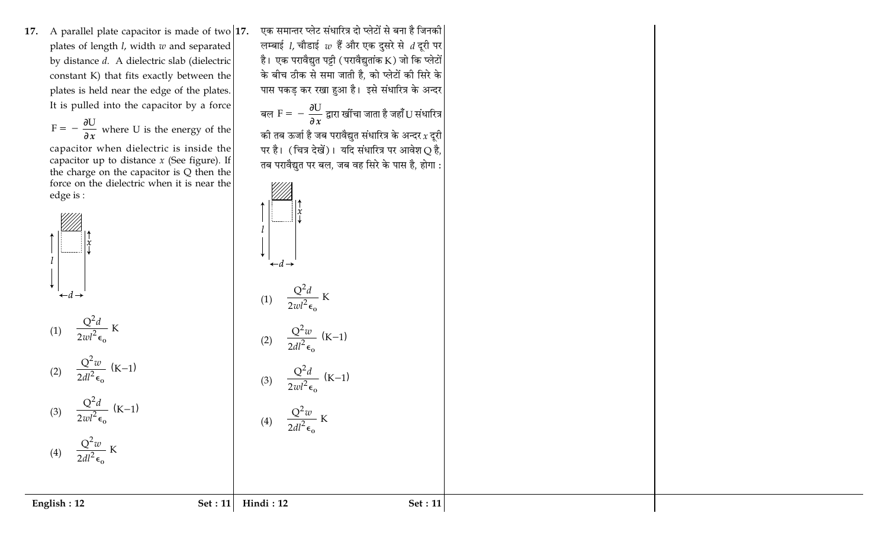17. A parallel plate capacitor is made of two plates of length $l$, width $w$ and separated by distance $d$. A dielectric slab (dielectric constant K) that fits exactly between the plates is held near the edge of the plates. It is pulled into the capacitor by a force $F = -\frac{\partial U}{\partial x}$ where U is the energy of the capacitor when dielectric is inside the capacitor up to distance $x$ (See figure). If the charge on the capacitor is Q then the force on the dielectric when it is near the edge is :

(1) $\frac{Q^2 d}{2wl^2 \epsilon_o} K$

(2) $\frac{Q^2 w}{2dl^2 \epsilon_o} (K-1)$

(3) $\frac{Q^2 d}{2wl^2 \epsilon_o} (K-1)$

(4) $\frac{Q^2 w}{2dl^2 \epsilon_o} K$

17. एक समान्तर प्लेट संधारित्र दो प्लेटों से बना है जिनकी लम्बाई $l$, चौडाई $w$ हैं और एक दुसरे से $d$ दूरी पर है। एक परावैद्युत पट्टी (परावैद्युतांक K) जो कि प्लेटों के बीच ठीक से समा जाती है, को प्लेटों की सिरे के पास पकड़ कर रखा हुआ है। इसे संधारित्र के अन्दर बल $F = -\frac{\partial U}{\partial x}$ द्वारा खींचा जाता है जहाँ U संधारित्र की तब ऊर्जा है जब परावैद्युत संधारित्र के अन्दर $x$ दूरी पर है। (चित्र देखें)। यदि संधारित्र पर आवेश Q है, तब परावैद्युत पर बल, जब वह सिरे के पास है, होगा :

(1) $\frac{Q^2 d}{2wl^2 \epsilon_o} K$

(2) $\frac{Q^2 w}{2dl^2 \epsilon_o} (K-1)$

(3) $\frac{Q^2 d}{2wl^2 \epsilon_o} (K-1)$

(4) $\frac{Q^2 w}{2dl^2 \epsilon_o} K$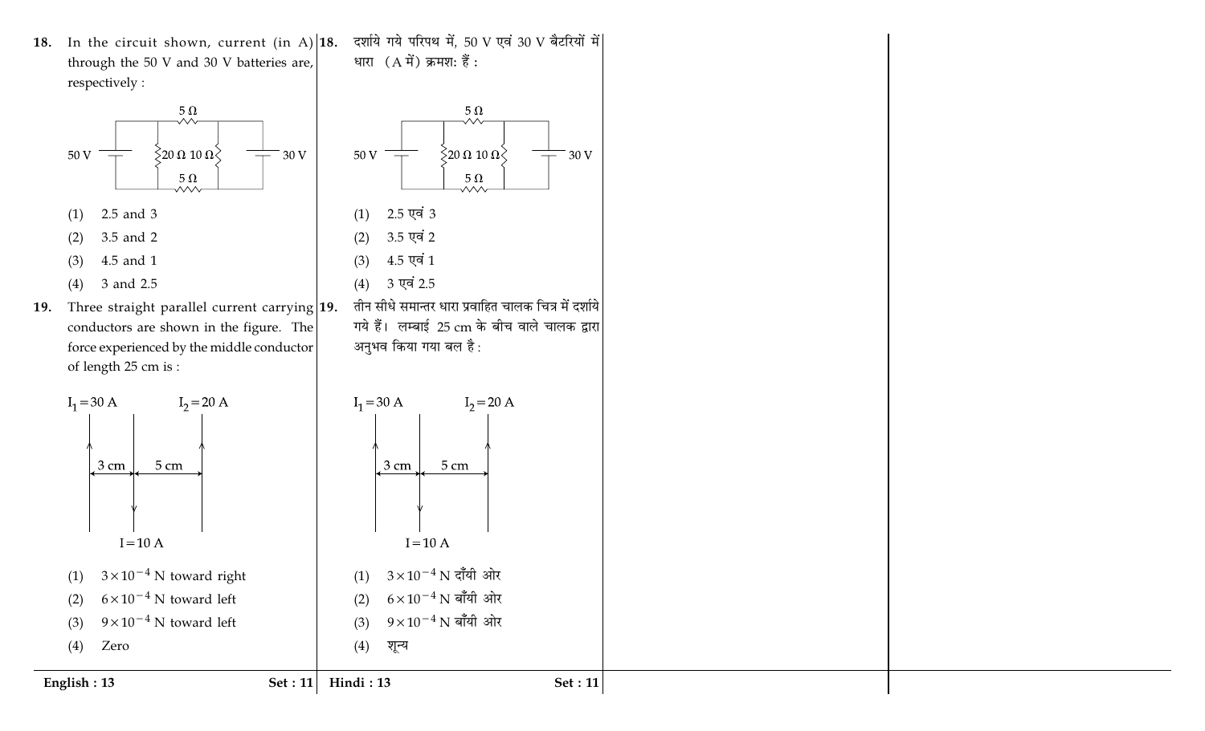18. In the circuit shown, current (in A) through the 50 V and 30 V batteries are, respectively :

(1) 2.5 and 3

(2) 3.5 and 2

(3) 4.5 and 1

(4) 3 and 2.5

19. Three straight parallel current carrying conductors are shown in the figure. The force experienced by the middle conductor of length 25 cm is :

$I_1 = 30$ A, $I_2 = 20$ A, $I = 10$ A, 3 cm, 5 cm

(1) $3 \times 10^{-4}$ N toward right

(2) $6 \times 10^{-4}$ N toward left

(3) $9 \times 10^{-4}$ N toward left

(4) Zero

18. दर्शाये गये परिपथ में, 50 V एवं 30 V बैटरियों में धारा (A में) क्रमश: हैं :

(1) 2.5 एवं 3

(2) 3.5 एवं 2

(3) 4.5 एवं 1

(4) 3 एवं 2.5

19. तीन सीधे समान्तर धारा प्रवाहित चालक चित्र में दर्शाये गये हैं। लम्बाई 25 cm के बीच वाले चालक द्वारा अनुभव किया गया बल है :

$I_1 = 30$ A, $I_2 = 20$ A, $I = 10$ A, 3 cm, 5 cm

(1) $3 \times 10^{-4}$ N दाँयी ओर

(2) $6 \times 10^{-4}$ N बाँयी ओर

(3) $9 \times 10^{-4}$ N बाँयी ओर

(4) शून्य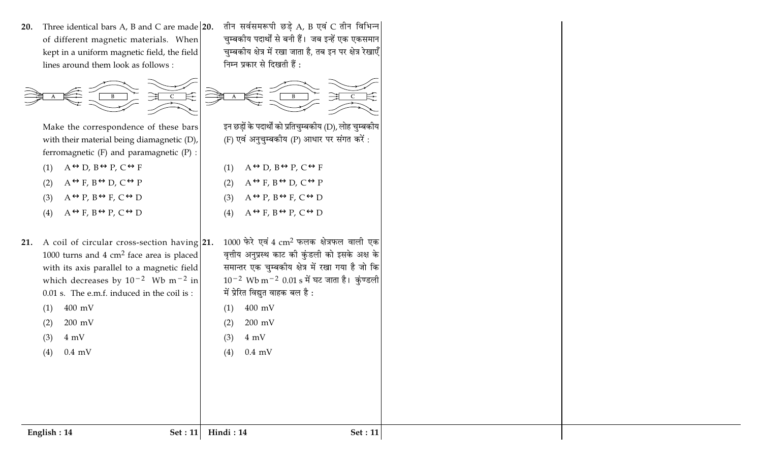20. Three identical bars A, B and C are made of different magnetic materials. When kept in a uniform magnetic field, the field lines around them look as follows :

Make the correspondence of these bars with their material being diamagnetic (D), ferromagnetic (F) and paramagnetic (P) :

(1) A ↔ D, B ↔ P, C ↔ F
(2) A ↔ F, B ↔ D, C ↔ P
(3) A ↔ P, B ↔ F, C ↔ D
(4) A ↔ F, B ↔ P, C ↔ D

21. A coil of circular cross-section having 1000 turns and 4 $cm^2$ face area is placed with its axis parallel to a magnetic field which decreases by $10^{-2}$ Wb $m^{-2}$ in 0.01 s. The e.m.f. induced in the coil is :

(1) 400 mV
(2) 200 mV
(3) 4 mV
(4) 0.4 mV

20. तीन सर्वसमरूपी छड़े A, B एवं C तीन विभिन्न चुम्बकीय पदार्थों से बनी हैं। जब इन्हें एक एकसमान चुम्बकीय क्षेत्र में रखा जाता है, तब इन पर क्षेत्र रेखाएँ निम्न प्रकार से दिखती हैं :

इन छड़ों के पदार्थों को प्रतिचुम्बकीय (D), लोह चुम्बकीय (F) एवं अनुचुम्बकीय (P) आधार पर संगत करें :

(1) A ↔ D, B ↔ P, C ↔ F
(2) A ↔ F, B ↔ D, C ↔ P
(3) A ↔ P, B ↔ F, C ↔ D
(4) A ↔ F, B ↔ P, C ↔ D

21. 1000 फेरे एवं 4 $cm^2$ फलक क्षेत्रफल वाली एक वृत्तीय अनुप्रस्थ काट की कुंडली को इसके अक्ष के समान्तर एक चुम्बकीय क्षेत्र में रखा गया है जो कि $10^{-2}$ Wb $m^{-2}$ 0.01 s में घट जाता है। कुंण्डली में प्रेरित विद्युत वाहक बल है :

(1) 400 mV
(2) 200 mV
(3) 4 mV
(4) 0.4 mV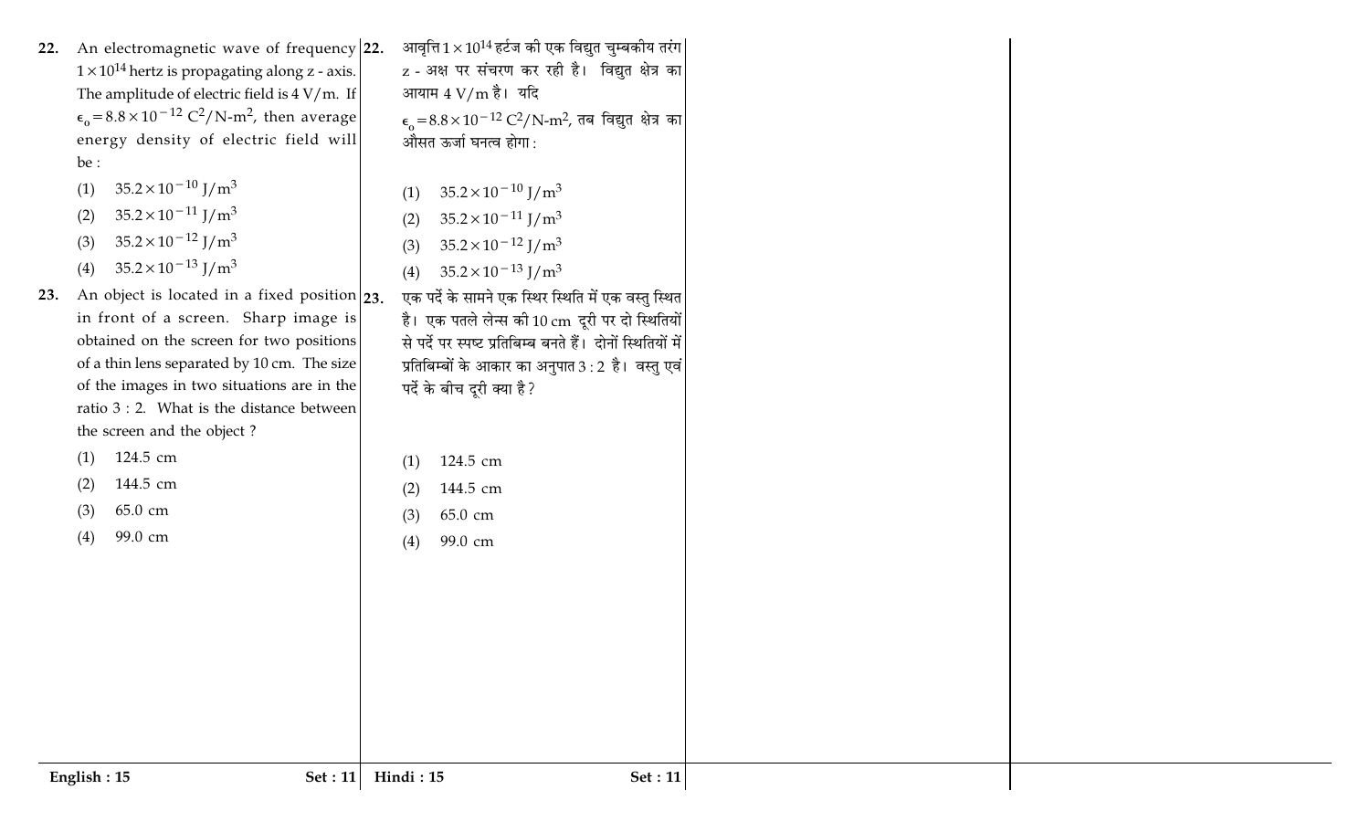22. An electromagnetic wave of frequency $1 \times 10^{14}$ hertz is propagating along z - axis. The amplitude of electric field is 4 V/m. If $\epsilon_0 = 8.8 \times 10^{-12}\ C^2/N\text{-}m^2$, then average energy density of electric field will be :

(1) $35.2 \times 10^{-10}\ J/m^3$

(2) $35.2 \times 10^{-11}\ J/m^3$

(3) $35.2 \times 10^{-12}\ J/m^3$

(4) $35.2 \times 10^{-13}\ J/m^3$

23. An object is located in a fixed position in front of a screen. Sharp image is obtained on the screen for two positions of a thin lens separated by 10 cm. The size of the images in two situations are in the ratio 3 : 2. What is the distance between the screen and the object ?

(1) 124.5 cm

(2) 144.5 cm

(3) 65.0 cm

(4) 99.0 cm

22. आवृत्ति $1 \times 10^{14}$ हर्टज की एक विद्युत चुम्बकीय तरंग z - अक्ष पर संचरण कर रही है। विद्युत क्षेत्र का आयाम 4 V/m है। यदि $\epsilon_0 = 8.8 \times 10^{-12}\ C^2/N\text{-}m^2$, तब विद्युत क्षेत्र का औसत ऊर्जा घनत्व होगा :

(1) $35.2 \times 10^{-10}\ J/m^3$

(2) $35.2 \times 10^{-11}\ J/m^3$

(3) $35.2 \times 10^{-12}\ J/m^3$

(4) $35.2 \times 10^{-13}\ J/m^3$

23. एक पर्दे के सामने एक स्थिर स्थिति में एक वस्तु स्थित है। एक पतले लेन्स की 10 cm दूरी पर दो स्थितियों से पर्दे पर स्पष्ट प्रतिबिम्ब बनते हैं। दोनों स्थितियों में प्रतिबिम्बों के आकार का अनुपात 3 : 2 है। वस्तु एवं पर्दे के बीच दूरी क्या है ?

(1) 124.5 cm

(2) 144.5 cm

(3) 65.0 cm

(4) 99.0 cm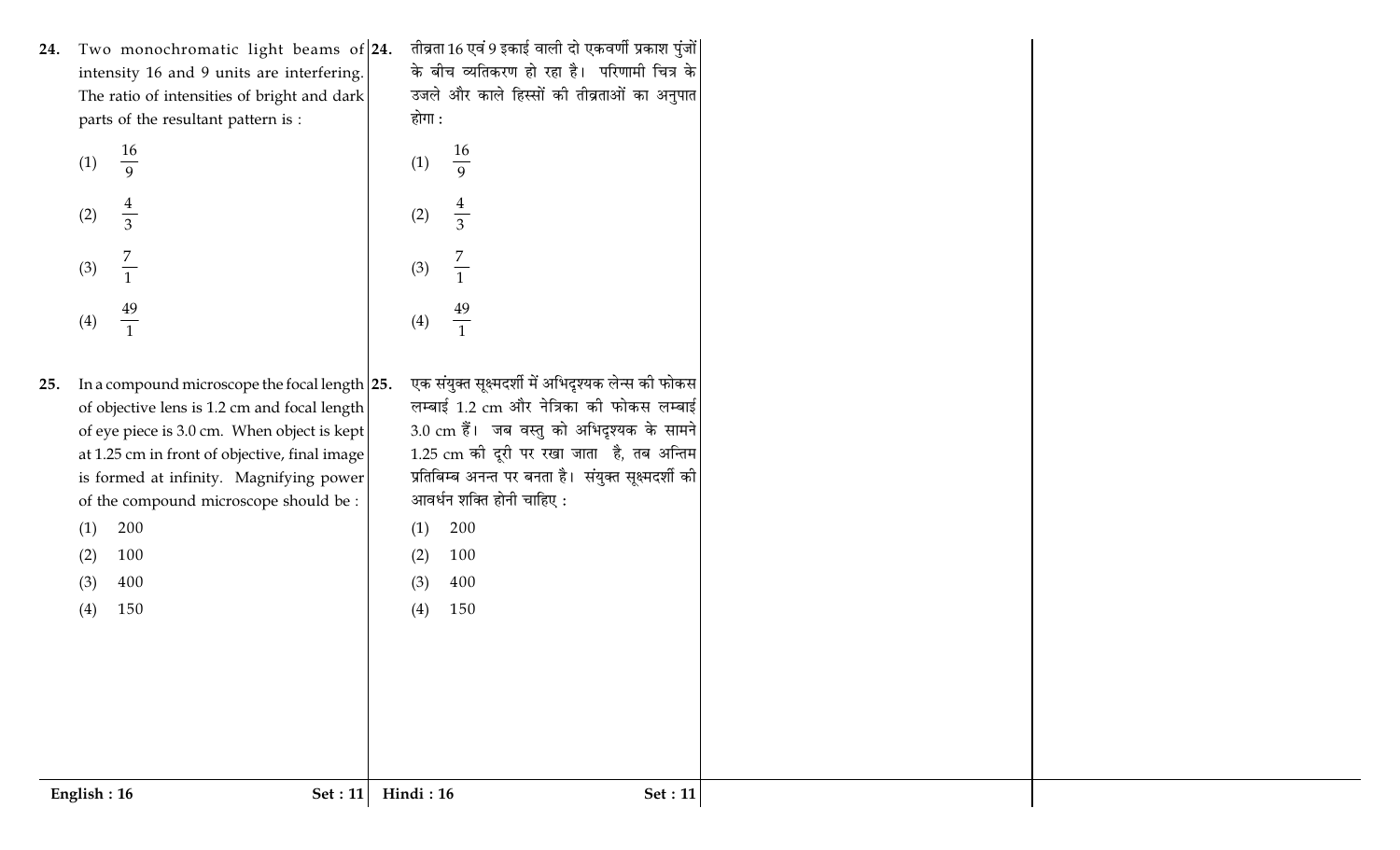24. Two monochromatic light beams of intensity 16 and 9 units are interfering. The ratio of intensities of bright and dark parts of the resultant pattern is :

(1) $\frac{16}{9}$

(2) $\frac{4}{3}$

(3) $\frac{7}{1}$

(4) $\frac{49}{1}$

25. In a compound microscope the focal length of objective lens is 1.2 cm and focal length of eye piece is 3.0 cm. When object is kept at 1.25 cm in front of objective, final image is formed at infinity. Magnifying power of the compound microscope should be :

(1) 200

(2) 100

(3) 400

(4) 150

24. तीव्रता 16 एवं 9 इकाई वाली दो एकवर्णी प्रकाश पुंजों के बीच व्यतिकरण हो रहा है। परिणामी चित्र के उजले और काले हिस्सों की तीव्रताओं का अनुपात होगा :

(1) $\frac{16}{9}$

(2) $\frac{4}{3}$

(3) $\frac{7}{1}$

(4) $\frac{49}{1}$

25. एक संयुक्त सूक्ष्मदर्शी में अभिदृश्यक लेन्स की फोकस लम्बाई 1.2 cm और नेत्रिका की फोकस लम्बाई 3.0 cm हैं। जब वस्तु को अभिदृश्यक के सामने 1.25 cm की दूरी पर रखा जाता है, तब अन्तिम प्रतिबिम्ब अनन्त पर बनता है। संयुक्त सूक्ष्मदर्शी की आवर्धन शक्ति होनी चाहिए :

(1) 200

(2) 100

(3) 400

(4) 150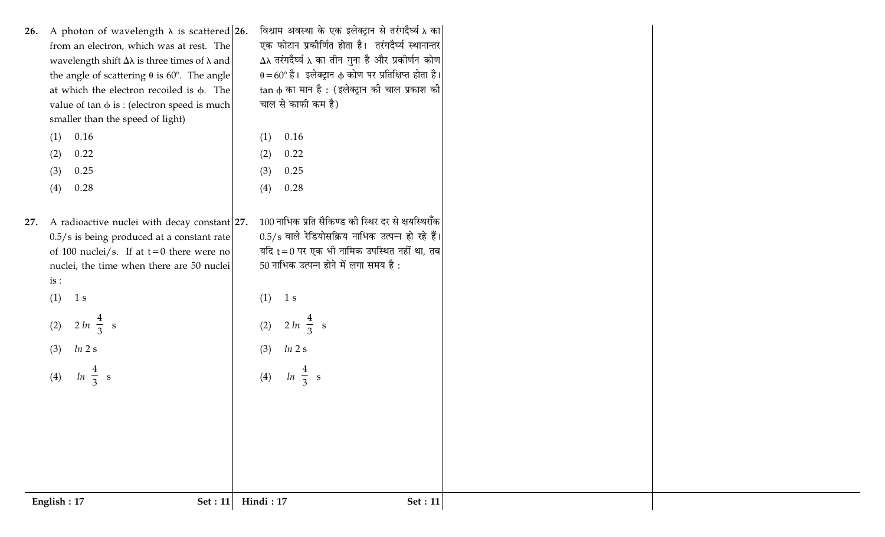26. A photon of wavelength $\lambda$ is scattered from an electron, which was at rest. The wavelength shift $\Delta\lambda$ is three times of $\lambda$ and the angle of scattering $\theta$ is $60°$. The angle at which the electron recoiled is $\phi$. The value of $\tan \phi$ is : (electron speed is much smaller than the speed of light)

(1) 0.16

(2) 0.22

(3) 0.25

(4) 0.28

27. A radioactive nuclei with decay constant 0.5/s is being produced at a constant rate of 100 nuclei/s. If at $t=0$ there were no nuclei, the time when there are 50 nuclei is :

(1) 1 s

(2) $2\, ln\, \frac{4}{3}$ s

(3) $ln\, 2$ s

(4) $ln\, \frac{4}{3}$ s

26. विश्राम अवस्था के एक इलेक्ट्रान से तरंगदैर्घ्य $\lambda$ का एक फोटान प्रकीर्णित होता है। तरंगदैर्घ्य स्थानान्तर $\Delta\lambda$ तरंगदैर्घ्य $\lambda$ का तीन गुना है और प्रकीर्णन कोण $\theta = 60°$ है। इलेक्ट्रान $\phi$ कोण पर प्रतिक्षिप्त होता है। $\tan \phi$ का मान है : (इलेक्ट्रान की चाल प्रकाश की चाल से काफी कम है)

(1) 0.16

(2) 0.22

(3) 0.25

(4) 0.28

27. 100 नाभिक प्रति सैकिण्ड की स्थिर दर से क्षयस्थिराँक 0.5/s वाले रेडियोसक्रिय नाभिक उत्पन्न हो रहे हैं। यदि $t=0$ पर एक भी नामिक उपस्थित नहीं था, तब 50 नाभिक उत्पन्न होने में लगा समय है :

(1) 1 s

(2) $2\, ln\, \frac{4}{3}$ s

(3) $ln\, 2$ s

(4) $ln\, \frac{4}{3}$ s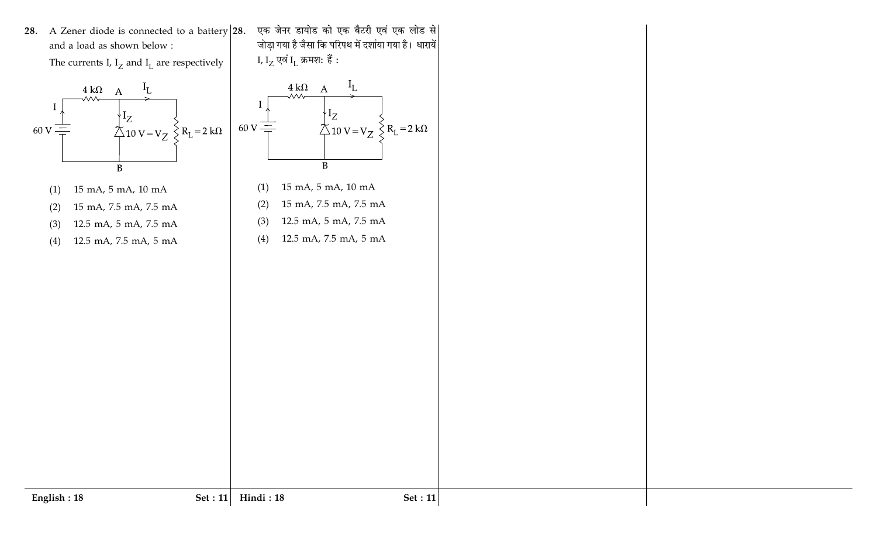28. A Zener diode is connected to a battery and a load as shown below :

The currents I, $I_Z$ and $I_L$ are respectively

(1) 15 mA, 5 mA, 10 mA

(2) 15 mA, 7.5 mA, 7.5 mA

(3) 12.5 mA, 5 mA, 7.5 mA

(4) 12.5 mA, 7.5 mA, 5 mA

28. एक जेनर डायोड को एक बैटरी एवं एक लोड से जोड़ा गया है जैसा कि परिपथ में दर्शाया गया है। धारायें I, $I_Z$ एवं $I_L$ क्रमशः हैं :

(1) 15 mA, 5 mA, 10 mA

(2) 15 mA, 7.5 mA, 7.5 mA

(3) 12.5 mA, 5 mA, 7.5 mA

(4) 12.5 mA, 7.5 mA, 5 mA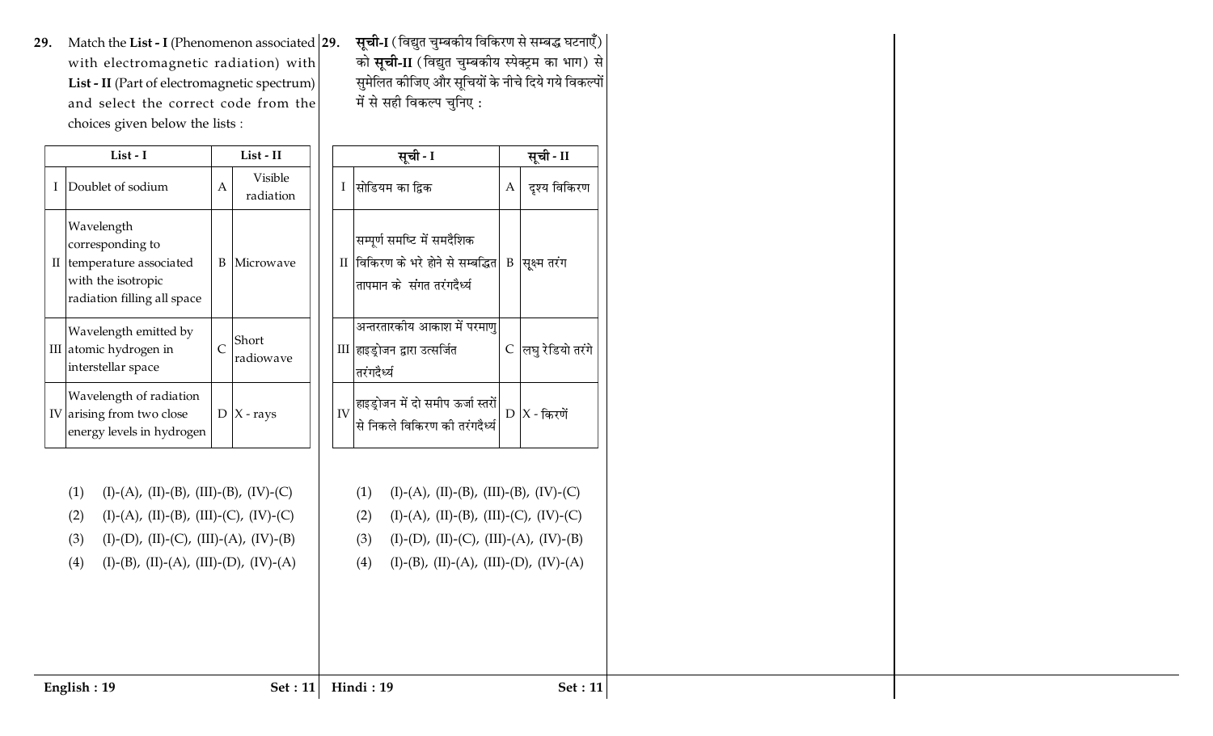**29.** Match the **List - I** (Phenomenon associated with electromagnetic radiation) with **List - II** (Part of electromagnetic spectrum) and select the correct code from the choices given below the lists :

| | List - I | | List - II |
|---|---|---|---|
| I | Doublet of sodium | A | Visible radiation |
| II | Wavelength corresponding to temperature associated with the isotropic radiation filling all space | B | Microwave |
| III | Wavelength emitted by atomic hydrogen in interstellar space | C | Short radiowave |
| IV | Wavelength of radiation arising from two close energy levels in hydrogen | D | X - rays |

(1) (I)-(A), (II)-(B), (III)-(B), (IV)-(C)

(2) (I)-(A), (II)-(B), (III)-(C), (IV)-(C)

(3) (I)-(D), (II)-(C), (III)-(A), (IV)-(B)

(4) (I)-(B), (II)-(A), (III)-(D), (IV)-(A)

**29.** **सूची-I** (विद्युत चुम्बकीय विकिरण से सम्बद्ध घटनाएँ) को **सूची-II** (विद्युत चुम्बकीय स्पेक्ट्रम का भाग) से सुमेलित कीजिए और सूचियों के नीचे दिये गये विकल्पों में से सही विकल्प चुनिए :

| | सूची - I | | सूची - II |
|---|---|---|---|
| I | सोडियम का द्विक | A | दृश्य विकिरण |
| II | सम्पूर्ण समष्टि में समदैशिक विकिरण के भरे होने से सम्बद्धित तापमान के संगत तरंगदैर्ध्य | B | सूक्ष्म तरंग |
| III | अन्तरतारकीय आकाश में परमाणु हाइड्रोजन द्वारा उत्सर्जित तरंगदैर्ध्य | C | लघु रेडियो तरंगे |
| IV | हाइड्रोजन में दो समीप ऊर्जा स्तरों से निकले विकिरण की तरंगदैर्ध्य | D | X - किरणें |

(1) (I)-(A), (II)-(B), (III)-(B), (IV)-(C)

(2) (I)-(A), (II)-(B), (III)-(C), (IV)-(C)

(3) (I)-(D), (II)-(C), (III)-(A), (IV)-(B)

(4) (I)-(B), (II)-(A), (III)-(D), (IV)-(A)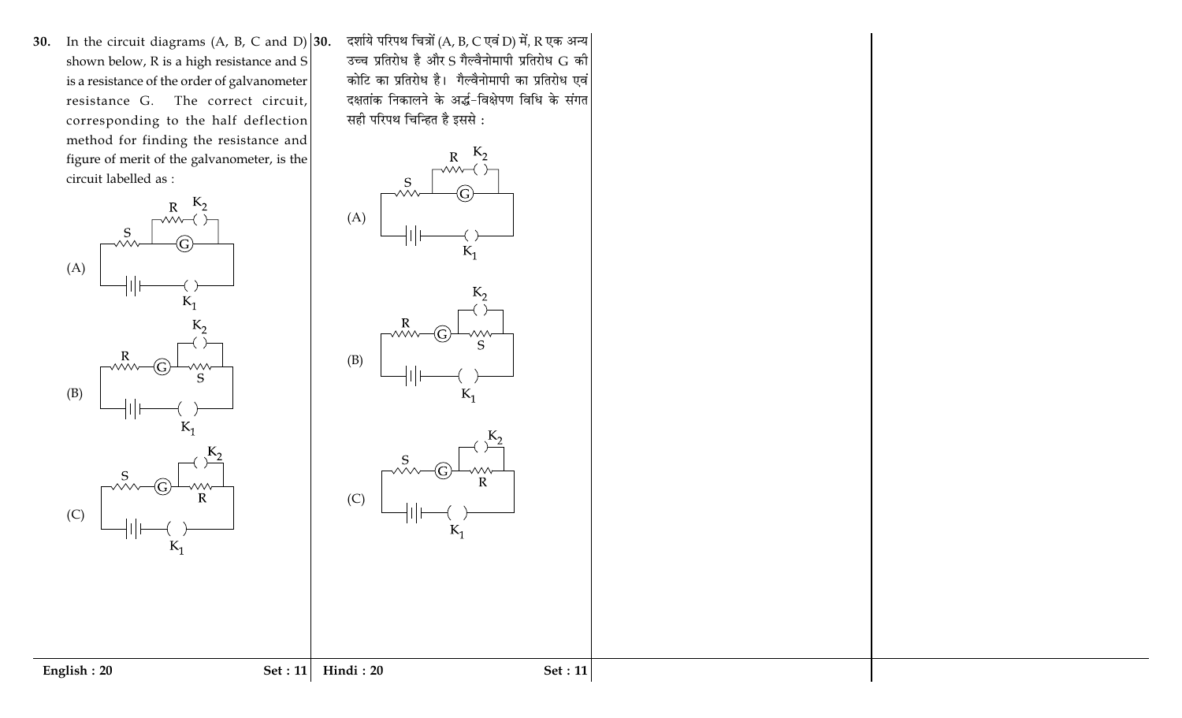30. In the circuit diagrams (A, B, C and D) shown below, R is a high resistance and S is a resistance of the order of galvanometer resistance G. The correct circuit, corresponding to the half deflection method for finding the resistance and figure of merit of the galvanometer, is the circuit labelled as :

(A)

(B)

(C)

30. दर्शाये परिपथ चित्रों (A, B, C एवं D) में, R एक अन्य उच्च प्रतिरोध है और S गैल्वैनोमापी प्रतिरोध G की कोटि का प्रतिरोध है। गैल्वैनोमापी का प्रतिरोध एवं दक्षतांक निकालने के अर्द्ध-विक्षेपण विधि के संगत सही परिपथ चिन्हित है इससे :

(A)

(B)

(C)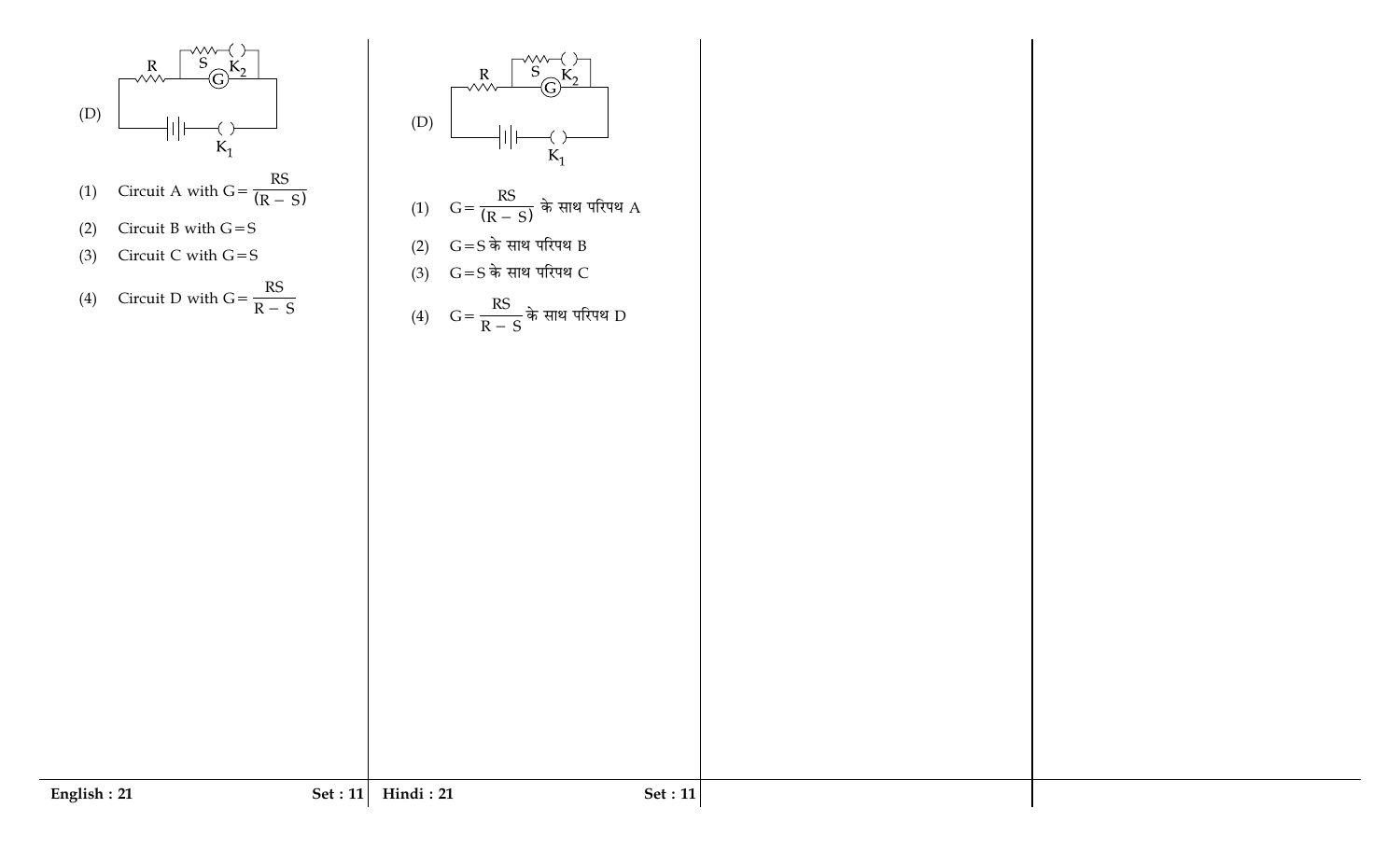(D)

(1) Circuit A with $G = \frac{RS}{(R - S)}$

(2) Circuit B with $G = S$

(3) Circuit C with $G = S$

(4) Circuit D with $G = \frac{RS}{R - S}$

(D)

(1) $G = \frac{RS}{(R - S)}$ के साथ परिपथ A

(2) $G = S$ के साथ परिपथ B

(3) $G = S$ के साथ परिपथ C

(4) $G = \frac{RS}{R - S}$ के साथ परिपथ D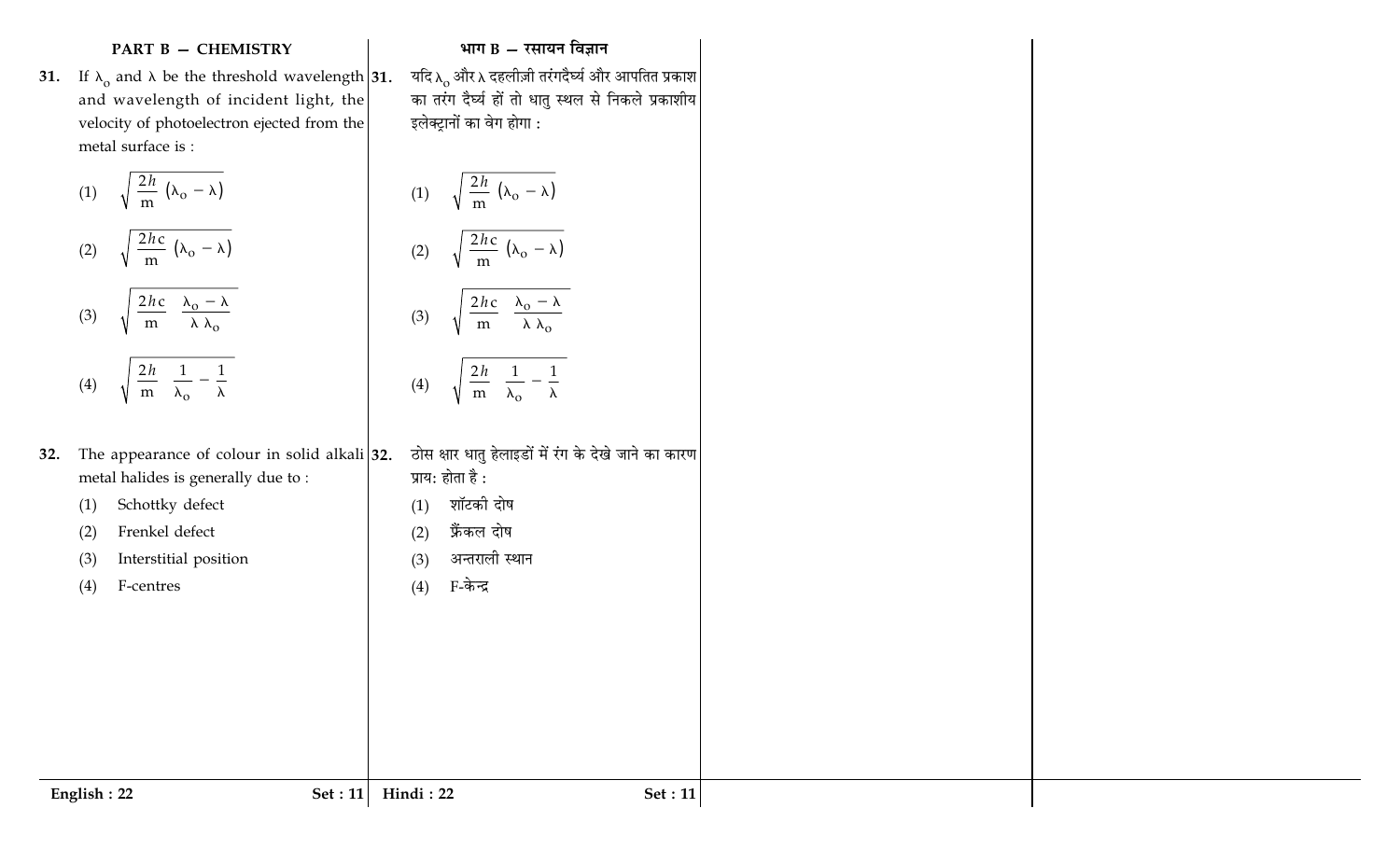## PART B — CHEMISTRY

**31.** If $\lambda_o$ and $\lambda$ be the threshold wavelength and wavelength of incident light, the velocity of photoelectron ejected from the metal surface is :

(1) $\sqrt{\frac{2h}{m}\left(\lambda_o - \lambda\right)}$

(2) $\sqrt{\frac{2hc}{m}\left(\lambda_o - \lambda\right)}$

(3) $\sqrt{\frac{2hc}{m}\ \frac{\lambda_o - \lambda}{\lambda \lambda_o}}$

(4) $\sqrt{\frac{2h}{m}\ \frac{1}{\lambda_o} - \frac{1}{\lambda}}$

**32.** The appearance of colour in solid alkali metal halides is generally due to :

(1) Schottky defect

(2) Frenkel defect

(3) Interstitial position

(4) F-centres

## भाग B — रसायन विज्ञान

**31.** यदि $\lambda_o$ और $\lambda$ दहलीज़ी तरंगदैर्घ्य और आपतित प्रकाश का तरंग दैर्घ्य हों तो धातु स्थल से निकले प्रकाशीय इलेक्ट्रानों का वेग होगा :

(1) $\sqrt{\frac{2h}{m}\left(\lambda_o - \lambda\right)}$

(2) $\sqrt{\frac{2hc}{m}\left(\lambda_o - \lambda\right)}$

(3) $\sqrt{\frac{2hc}{m}\ \frac{\lambda_o - \lambda}{\lambda \lambda_o}}$

(4) $\sqrt{\frac{2h}{m}\ \frac{1}{\lambda_o} - \frac{1}{\lambda}}$

**32.** ठोस क्षार धातु हेलाइडों में रंग के देखे जाने का कारण प्राय: होता है :

(1) शॉटकी दोष

(2) फ्रैंकल दोष

(3) अन्तराली स्थान

(4) F-केन्द्र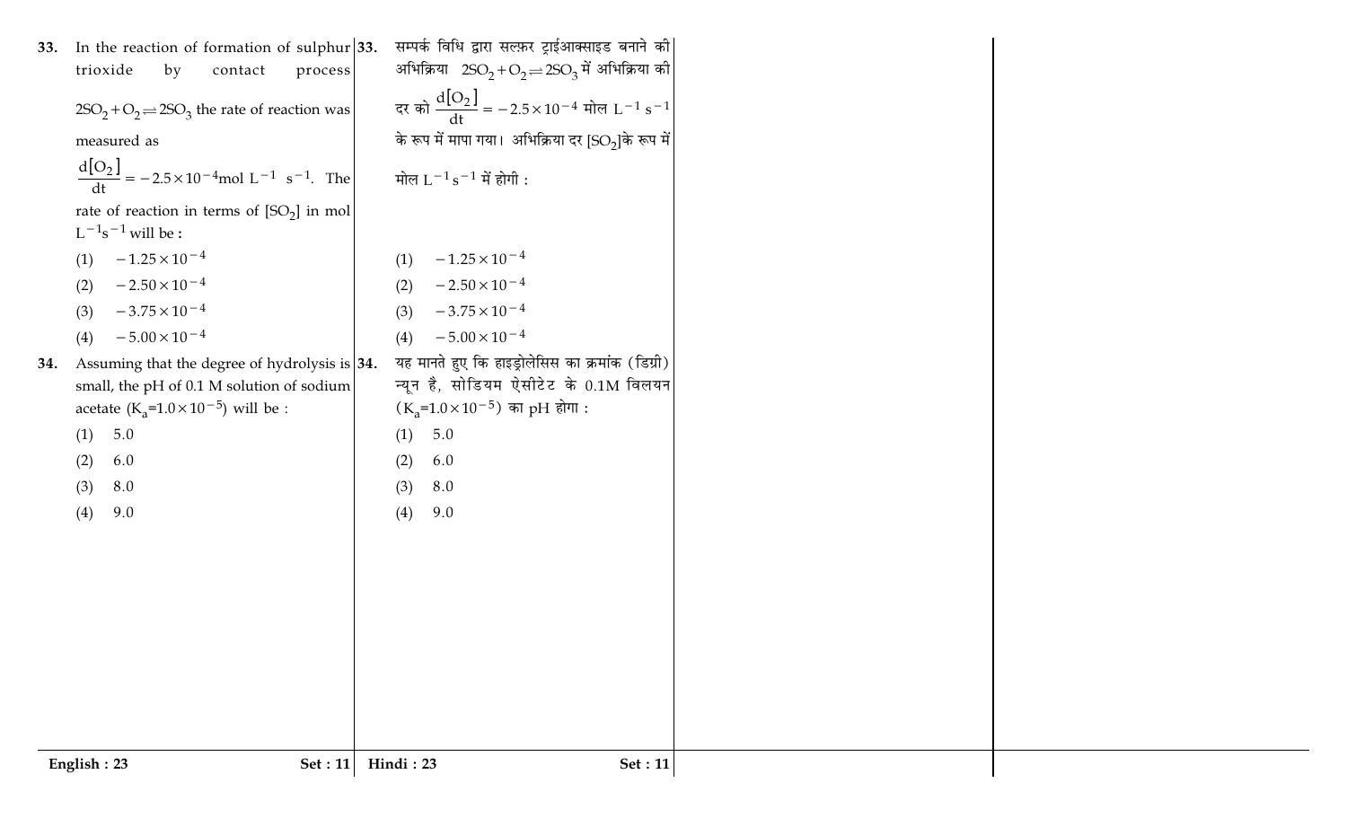33. In the reaction of formation of sulphur trioxide by contact process

$2SO_2 + O_2 \rightleftharpoons 2SO_3$ the rate of reaction was measured as

$\frac{d[O_2]}{dt} = -2.5 \times 10^{-4}$mol $L^{-1}$ $s^{-1}$. The rate of reaction in terms of $[SO_2]$ in mol $L^{-1}s^{-1}$ will be :

(1) $-1.25 \times 10^{-4}$

(2) $-2.50 \times 10^{-4}$

(3) $-3.75 \times 10^{-4}$

(4) $-5.00 \times 10^{-4}$

34. Assuming that the degree of hydrolysis is small, the pH of 0.1 M solution of sodium acetate ($K_a$=$1.0 \times 10^{-5}$) will be :

(1) 5.0

(2) 6.0

(3) 8.0

(4) 9.0

33. सम्पर्क विधि द्वारा सल्फ़र ट्राईआक्साइड बनाने की अभिक्रिया $2SO_2 + O_2 \rightleftharpoons 2SO_3$ में अभिक्रिया की दर को $\frac{d[O_2]}{dt} = -2.5 \times 10^{-4}$ मोल $L^{-1}$ $s^{-1}$ के रूप में मापा गया। अभिक्रिया दर $[SO_2]$के रूप में मोल $L^{-1}s^{-1}$ में होगी :

(1) $-1.25 \times 10^{-4}$

(2) $-2.50 \times 10^{-4}$

(3) $-3.75 \times 10^{-4}$

(4) $-5.00 \times 10^{-4}$

34. यह मानते हुए कि हाइड्रोलेसिस का क्रमांक (डिग्री) न्यून है, सोडियम ऐसीटेट के 0.1M विलयन ($K_a$=$1.0 \times 10^{-5}$) का pH होगा :

(1) 5.0

(2) 6.0

(3) 8.0

(4) 9.0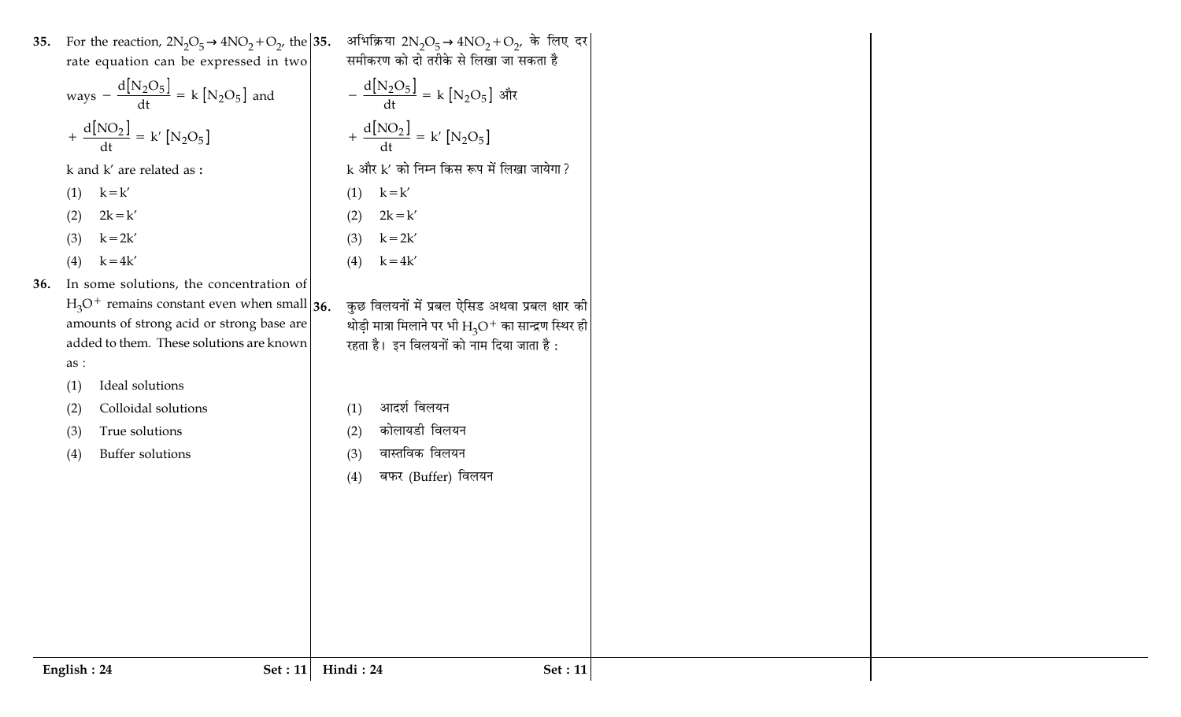35. For the reaction, $2N_2O_5 \rightarrow 4NO_2 + O_2$, the rate equation can be expressed in two ways $-\frac{d[N_2O_5]}{dt} = k[N_2O_5]$ and

$+\frac{d[NO_2]}{dt} = k'[N_2O_5]$

k and k′ are related as :

(1) $k = k'$

(2) $2k = k'$

(3) $k = 2k'$

(4) $k = 4k'$

36. In some solutions, the concentration of $H_3O^+$ remains constant even when small amounts of strong acid or strong base are added to them. These solutions are known as :

(1) Ideal solutions

(2) Colloidal solutions

(3) True solutions

(4) Buffer solutions

35. अभिक्रिया $2N_2O_5 \rightarrow 4NO_2 + O_2$, के लिए दर समीकरण को दो तरीके से लिखा जा सकता है

$-\frac{d[N_2O_5]}{dt} = k[N_2O_5]$ और

$+\frac{d[NO_2]}{dt} = k'[N_2O_5]$

k और k′ को निम्न किस रूप में लिखा जायेगा ?

(1) $k = k'$

(2) $2k = k'$

(3) $k = 2k'$

(4) $k = 4k'$

36. कुछ विलयनों में प्रबल ऐसिड अथवा प्रबल क्षार की थोड़ी मात्रा मिलाने पर भी $H_3O^+$ का सान्द्रण स्थिर ही रहता है। इन विलयनों को नाम दिया जाता है :

(1) आदर्श विलयन

(2) कोलायडी विलयन

(3) वास्तविक विलयन

(4) बफर (Buffer) विलयन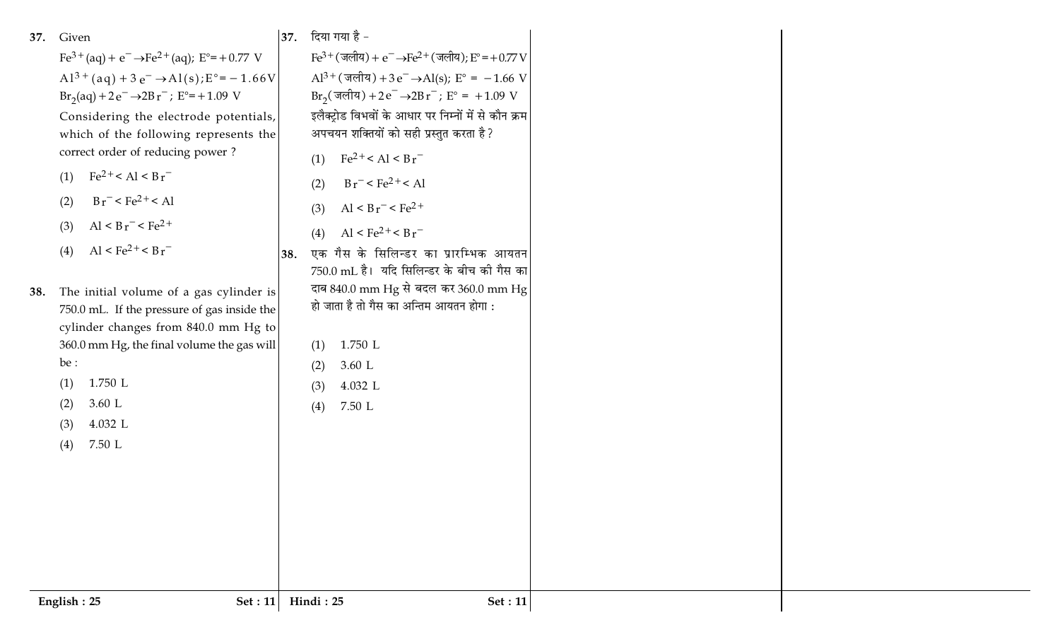37. Given

$Fe^{3+}(aq) + e^- \rightarrow Fe^{2+}(aq)$; $E° = +0.77$ V

$Al^{3+}(aq) + 3e^- \rightarrow Al(s)$; $E° = -1.66$ V

$Br_2(aq) + 2e^- \rightarrow 2Br^-$; $E° = +1.09$ V

Considering the electrode potentials, which of the following represents the correct order of reducing power ?

(1) $Fe^{2+} < Al < Br^-$

(2) $Br^- < Fe^{2+} < Al$

(3) $Al < Br^- < Fe^{2+}$

(4) $Al < Fe^{2+} < Br^-$

38. The initial volume of a gas cylinder is 750.0 mL. If the pressure of gas inside the cylinder changes from 840.0 mm Hg to 360.0 mm Hg, the final volume the gas will be :

(1) 1.750 L

(2) 3.60 L

(3) 4.032 L

(4) 7.50 L

37. दिया गया है -

$Fe^{3+}$(जलीय) + $e^- \rightarrow Fe^{2+}$(जलीय); $E° = +0.77$ V

$Al^{3+}$(जलीय) + $3e^- \rightarrow Al(s)$; $E° = -1.66$ V

$Br_2$(जलीय) + $2e^- \rightarrow 2Br^-$; $E° = +1.09$ V

इलैक्ट्रोड विभवों के आधार पर निम्नों में से कौन क्रम अपचयन शक्तियों को सही प्रस्तुत करता है ?

(1) $Fe^{2+} < Al < Br^-$

(2) $Br^- < Fe^{2+} < Al$

(3) $Al < Br^- < Fe^{2+}$

(4) $Al < Fe^{2+} < Br^-$

38. एक गैस के सिलिन्डर का प्रारम्भिक आयतन 750.0 mL है। यदि सिलिन्डर के बीच की गैस का दाब 840.0 mm Hg से बदल कर 360.0 mm Hg हो जाता है तो गैस का अन्तिम आयतन होगा :

(1) 1.750 L

(2) 3.60 L

(3) 4.032 L

(4) 7.50 L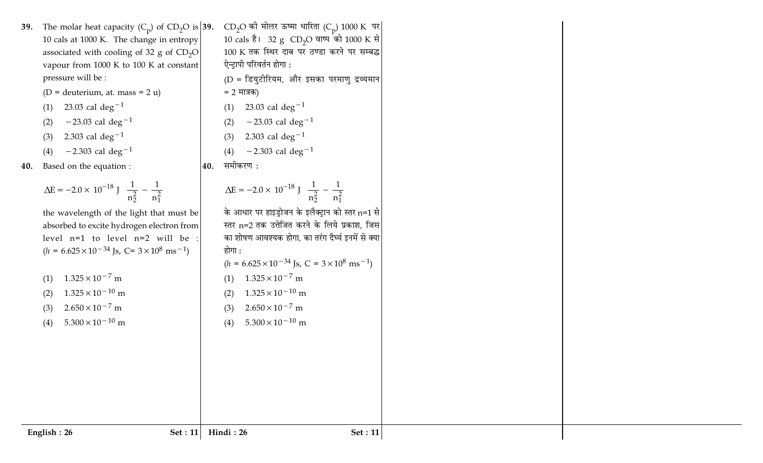39. The molar heat capacity ($C_p$) of $CD_2O$ is 10 cals at 1000 K. The change in entropy associated with cooling of 32 g of $CD_2O$ vapour from 1000 K to 100 K at constant pressure will be :

(D = deuterium, at. mass = 2 u)

(1) 23.03 cal $deg^{-1}$

(2) $-23.03$ cal $deg^{-1}$

(3) 2.303 cal $deg^{-1}$

(4) $-2.303$ cal $deg^{-1}$

40. Based on the equation :

$$\Delta E = -2.0 \times 10^{-18} \text{ J} \left( \frac{1}{n_2^2} - \frac{1}{n_1^2} \right)$$

the wavelength of the light that must be absorbed to excite hydrogen electron from level n=1 to level n=2 will be : ($h = 6.625 \times 10^{-34}$ Js, C= $3 \times 10^8$ $ms^{-1}$)

(1) $1.325 \times 10^{-7}$ m

(2) $1.325 \times 10^{-10}$ m

(3) $2.650 \times 10^{-7}$ m

(4) $5.300 \times 10^{-10}$ m

39. $CD_2O$ की मोलर ऊष्मा धारिता ($C_p$) 1000 K पर 10 cals है। 32 g $CD_2O$ वाष्प को 1000 K से 100 K तक स्थिर दाब पर ठण्डा करने पर सम्बद्ध ऐन्ट्रापी परिवर्तन होगा :

(D = डियुटीरियम, और इसका परमाणु द्रव्यमान = 2 मात्रक)

(1) 23.03 cal $deg^{-1}$

(2) $-23.03$ cal $deg^{-1}$

(3) 2.303 cal $deg^{-1}$

(4) $-2.303$ cal $deg^{-1}$

40. समीकरण :

$$\Delta E = -2.0 \times 10^{-18} \text{ J} \left( \frac{1}{n_2^2} - \frac{1}{n_1^2} \right)$$

के आधार पर हाइड्रोजन के इलैक्ट्रान को स्तर n=1 से स्तर n=2 तक उत्तेजित करने के लिये प्रकाश, जिस का शोषण आवश्यक होगा, का तरंग दैर्घ्य इनमें से क्या होगा :

($h = 6.625 \times 10^{-34}$ Js, C = $3 \times 10^8$ $ms^{-1}$)

(1) $1.325 \times 10^{-7}$ m

(2) $1.325 \times 10^{-10}$ m

(3) $2.650 \times 10^{-7}$ m

(4) $5.300 \times 10^{-10}$ m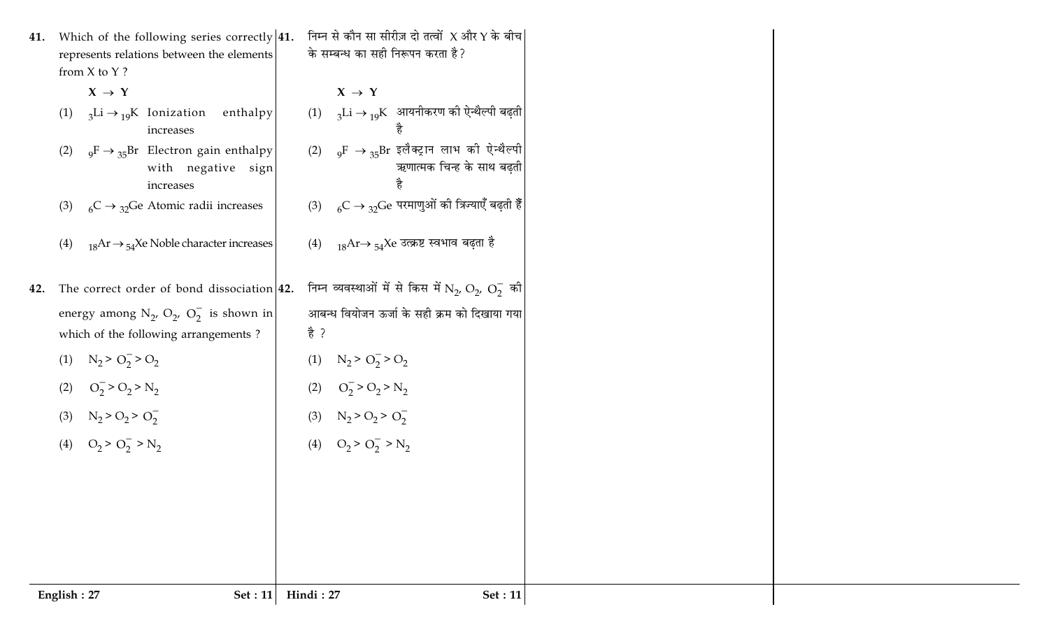**41.** Which of the following series correctly represents relations between the elements from X to Y ?

**X → Y**

(1) $_3Li \rightarrow {}_{19}K$ Ionization enthalpy increases

(2) $_9F \rightarrow {}_{35}Br$ Electron gain enthalpy with negative sign increases

(3) $_6C \rightarrow {}_{32}Ge$ Atomic radii increases

(4) $_{18}Ar \rightarrow {}_{54}Xe$ Noble character increases

**42.** The correct order of bond dissociation energy among $N_2$, $O_2$, $O_2^-$ is shown in which of the following arrangements ?

(1) $N_2 > O_2^- > O_2$

(2) $O_2^- > O_2 > N_2$

(3) $N_2 > O_2 > O_2^-$

(4) $O_2 > O_2^- > N_2$

**41.** निम्न से कौन सा सीरीज़ दो तत्वों X और Y के बीच के सम्बन्ध का सही निरूपन करता है ?

**X → Y**

(1) $_3Li \rightarrow {}_{19}K$ आयनीकरण की ऐन्थैल्पी बढ़ती है

(2) $_9F \rightarrow {}_{35}Br$ इलैक्ट्रान लाभ की ऐन्थैल्पी ऋणात्मक चिन्ह के साथ बढ़ती है

(3) $_6C \rightarrow {}_{32}Ge$ परमाणुओं की त्रिज्याएँ बढ़ती हैं

(4) $_{18}Ar \rightarrow {}_{54}Xe$ उत्क्रष्ट स्वभाव बढ़ता है

**42.** निम्न व्यवस्थाओं में से किस में $N_2$, $O_2$, $O_2^-$ की आबन्ध वियोजन ऊर्जा के सही क्रम को दिखाया गया है ?

(1) $N_2 > O_2^- > O_2$

(2) $O_2^- > O_2 > N_2$

(3) $N_2 > O_2 > O_2^-$

(4) $O_2 > O_2^- > N_2$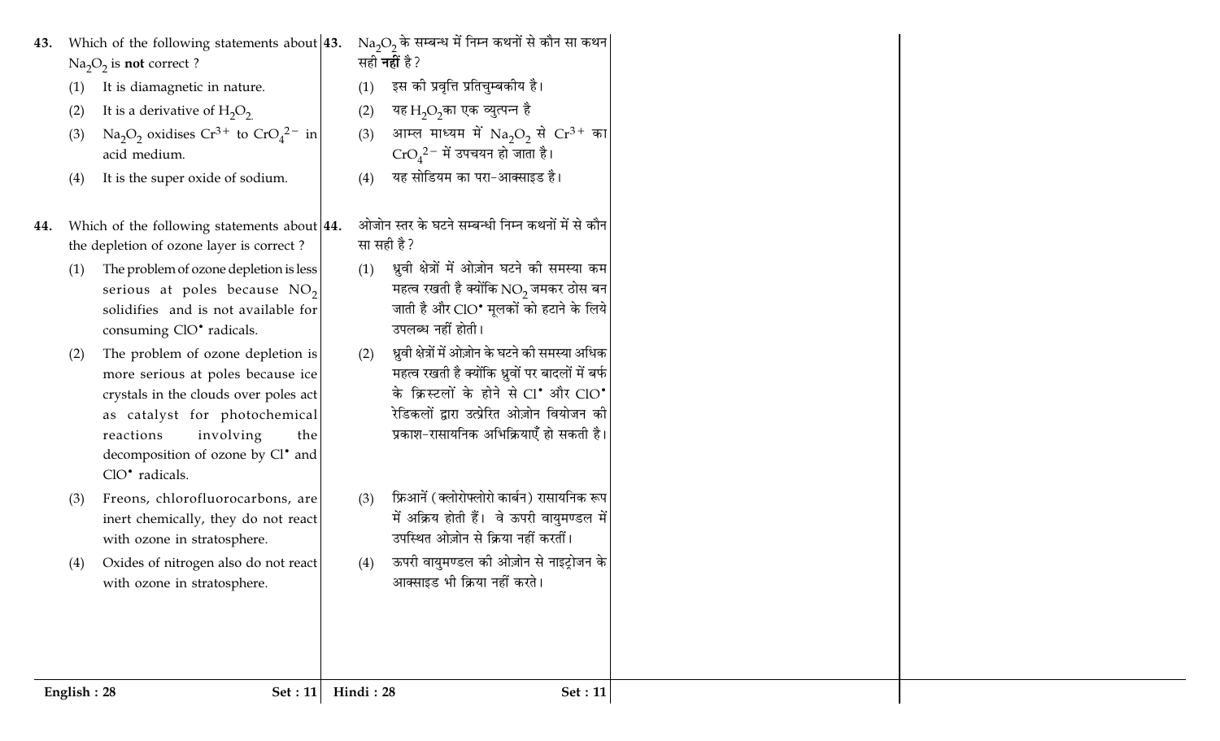43. Which of the following statements about $Na_2O_2$ is **not** correct ?

(1) It is diamagnetic in nature.

(2) It is a derivative of $H_2O_2$.

(3) $Na_2O_2$ oxidises $Cr^{3+}$ to $CrO_4^{2-}$ in acid medium.

(4) It is the super oxide of sodium.

44. Which of the following statements about the depletion of ozone layer is correct ?

(1) The problem of ozone depletion is less serious at poles because $NO_2$ solidifies and is not available for consuming $ClO^{\bullet}$ radicals.

(2) The problem of ozone depletion is more serious at poles because ice crystals in the clouds over poles act as catalyst for photochemical reactions involving the decomposition of ozone by $Cl^{\bullet}$ and $ClO^{\bullet}$ radicals.

(3) Freons, chlorofluorocarbons, are inert chemically, they do not react with ozone in stratosphere.

(4) Oxides of nitrogen also do not react with ozone in stratosphere.

43. $Na_2O_2$ के सम्बन्ध में निम्न कथनों से कौन सा कथन सही **नहीं** है ?

(1) इस की प्रवृत्ति प्रतिचुम्बकीय है।

(2) यह $H_2O_2$का एक व्युत्पन्न है

(3) आम्ल माध्यम में $Na_2O_2$ से $Cr^{3+}$ का $CrO_4^{2-}$ में उपचयन हो जाता है।

(4) यह सोडियम का परा-आक्साइड है।

44. ओजोन स्तर के घटने सम्बन्धी निम्न कथनों में से कौन सा सही है ?

(1) ध्रुवी क्षेत्रों में ओज़ोन घटने की समस्या कम महत्व रखती है क्योंकि $NO_2$ जमकर ठोस बन जाती है और $ClO^{\bullet}$ मूलकों को हटाने के लिये उपलब्ध नहीं होती।

(2) ध्रुवी क्षेत्रों में ओज़ोन के घटने की समस्या अधिक महत्व रखती है क्योंकि ध्रुवों पर बादलों में बर्फ के क्रिस्टलों के होने से $Cl^{\bullet}$ और $ClO^{\bullet}$ रेडिकलों द्वारा उत्प्रेरित ओज़ोन वियोजन की प्रकाश-रासायनिक अभिक्रियाएँ हो सकती है।

(3) फ्रिआनें (क्लोरोफ्लोरो कार्बन) रासायनिक रूप में अक्रिय होती हैं। वे ऊपरी वायुमण्डल में उपस्थित ओज़ोन से क्रिया नहीं करतीं।

(4) ऊपरी वायुमण्डल की ओज़ोन से नाइट्रोजन के आक्साइड भी क्रिया नहीं करते।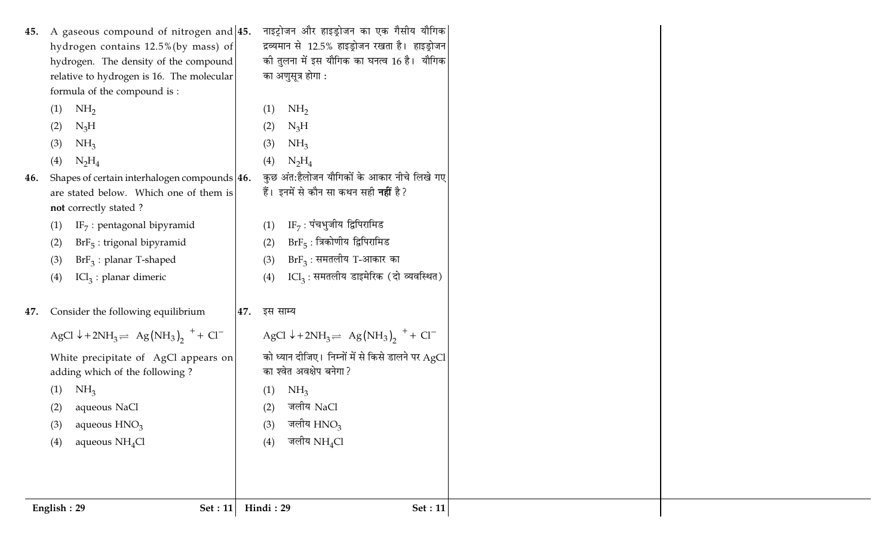45. A gaseous compound of nitrogen and hydrogen contains 12.5%(by mass) of hydrogen. The density of the compound relative to hydrogen is 16. The molecular formula of the compound is :

(1) $NH_2$

(2) $N_3H$

(3) $NH_3$

(4) $N_2H_4$

46. Shapes of certain interhalogen compounds are stated below. Which one of them is **not** correctly stated ?

(1) $IF_7$ : pentagonal bipyramid

(2) $BrF_5$ : trigonal bipyramid

(3) $BrF_3$ : planar T-shaped

(4) $ICl_3$ : planar dimeric

47. Consider the following equilibrium

$AgCl \downarrow + 2NH_3 \rightleftharpoons Ag(NH_3)_2{}^+ + Cl^-$

White precipitate of AgCl appears on adding which of the following ?

(1) $NH_3$

(2) aqueous NaCl

(3) aqueous $HNO_3$

(4) aqueous $NH_4Cl$

45. नाइट्रोजन और हाइड्रोजन का एक गैसीय यौगिक द्रव्यमान से 12.5% हाइड्रोजन रखता है। हाइड्रोजन की तुलना में इस यौगिक का घनत्व 16 है। यौगिक का अणुसूत्र होगा :

(1) $NH_2$

(2) $N_3H$

(3) $NH_3$

(4) $N_2H_4$

46. कुछ अंतःहैलोजन यौगिकों के आकार नीचे लिखे गए हैं। इनमें से कौन सा कथन सही **नहीं** है ?

(1) $IF_7$ : पंचभुजीय द्विपिरामिड

(2) $BrF_5$ : त्रिकोणीय द्विपिरामिड

(3) $BrF_3$ : समतलीय T-आकार का

(4) $ICl_3$ : समतलीय डाइमेरिक (दो व्यवस्थित)

47. इस साम्य

$AgCl \downarrow + 2NH_3 \rightleftharpoons Ag(NH_3)_2{}^+ + Cl^-$

को ध्यान दीजिए। निम्नों में से किसे डालने पर AgCl का श्वेत अवक्षेप बनेगा ?

(1) $NH_3$

(2) जलीय NaCl

(3) जलीय $HNO_3$

(4) जलीय $NH_4Cl$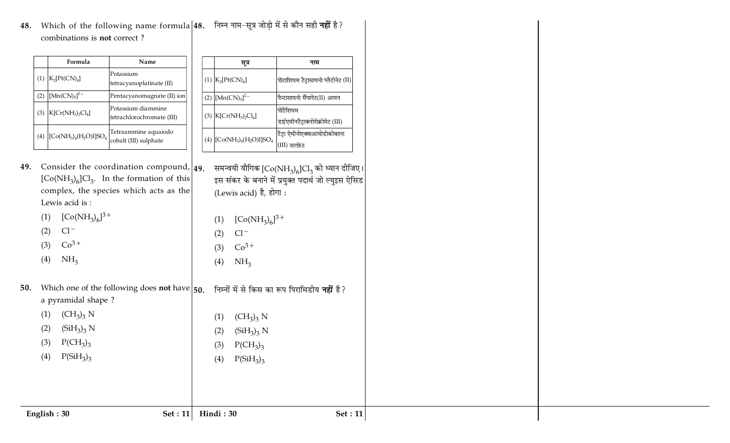48. Which of the following name formula combinations is **not** correct ?

| | Formula | Name |
|---|---|---|
| (1) | $K_2[Pt(CN)_4]$ | Potassium tetracyanoplatinate (II) |
| (2) | $[Mn(CN)_5]^{2-}$ | Pentacyanomagnate (II) ion |
| (3) | $K[Cr(NH_3)_2Cl_4]$ | Potassium diammine tetrachlorochromate (III) |
| (4) | $[Co(NH_3)_4(H_2O)I]SO_4$ | Tetraammine aquaiodo cobalt (III) sulphate |

48. निम्न नाम-सूत्र जोड़ो में से कौन सही **नहीं** है ?

| | सूत्र | नाम |
|---|---|---|
| (1) | $K_2[Pt(CN)_4]$ | पोटाशियम टैट्रासायनो प्लैटीनेट (II) |
| (2) | $[Mn(CN)_5]^{2-}$ | पैन्टासायनो मैंगानेट(II) आयन |
| (3) | $K[Cr(NH_3)_2Cl_4]$ | पोटैशियम डाईएमीनटैट्राक्लोरोक्रोमेट (III) |
| (4) | $[Co(NH_3)_4(H_2O)I]SO_4$ | टैट्रा ऐमीनोएक्वाआयोडोकोबाल्ट (III) सल्फ़ेट |

49. Consider the coordination compound, $[Co(NH_3)_6]Cl_3$. In the formation of this complex, the species which acts as the Lewis acid is :

(1) $[Co(NH_3)_6]^{3+}$

(2) $Cl^-$

(3) $Co^{3+}$

(4) $NH_3$

49. समन्वयी यौगिक $[Co(NH_3)_6]Cl_3$ को ध्यान दीजिए। इस संकर के बनाने में प्रयुक्त पदार्थ जो ल्युइस ऐसिड (Lewis acid) है, होगा :

(1) $[Co(NH_3)_6]^{3+}$

(2) $Cl^-$

(3) $Co^{3+}$

(4) $NH_3$

50. Which one of the following does **not** have a pyramidal shape ?

(1) $(CH_3)_3N$

(2) $(SiH_3)_3N$

(3) $P(CH_3)_3$

(4) $P(SiH_3)_3$

50. निम्नों में से किस का रूप पिरामिडीय **नहीं** है ?

(1) $(CH_3)_3N$

(2) $(SiH_3)_3N$

(3) $P(CH_3)_3$

(4) $P(SiH_3)_3$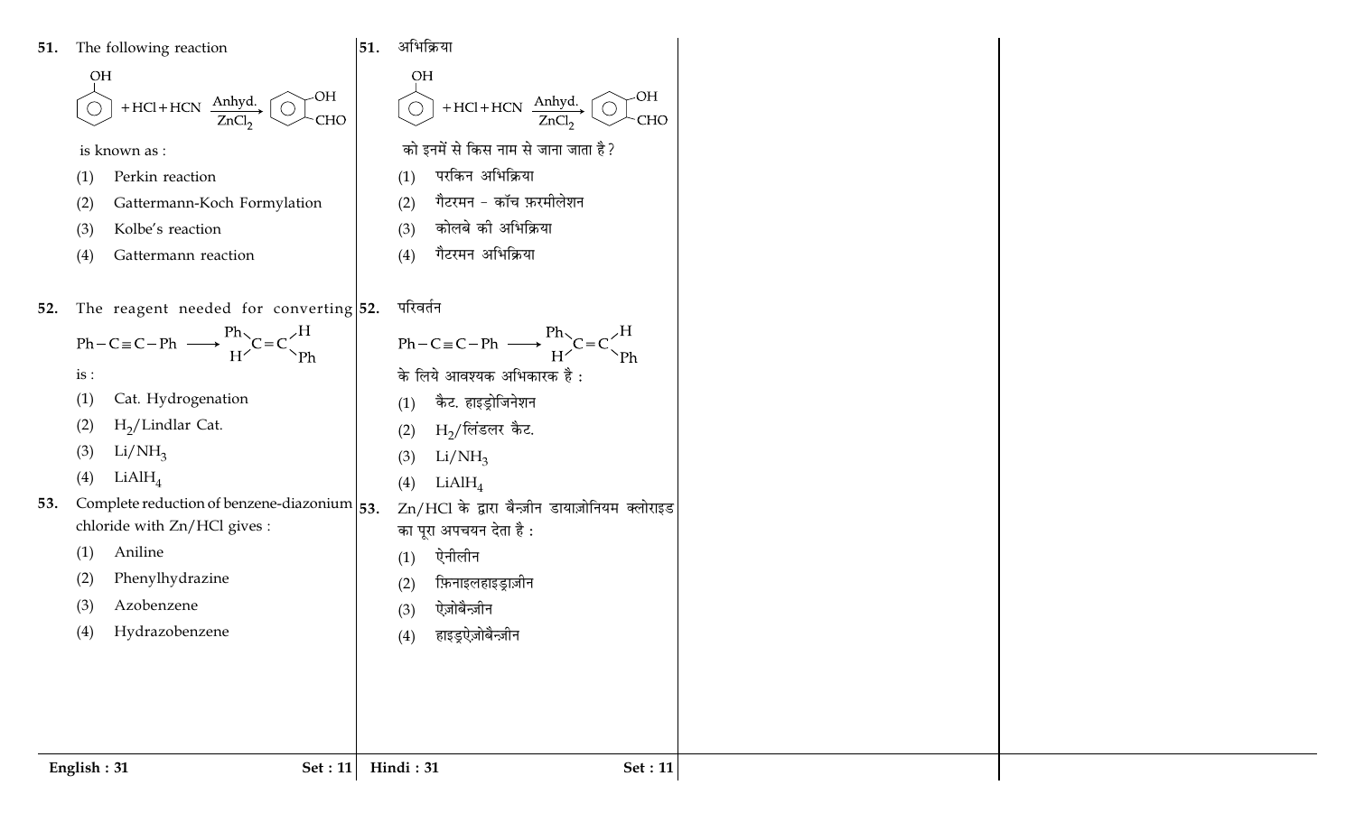51. The following reaction

$$C_6H_5OH + HCl + HCN \xrightarrow[ZnCl_2]{Anhyd.} o\text{-}HOC_6H_4CHO$$

is known as :

(1) Perkin reaction

(2) Gattermann-Koch Formylation

(3) Kolbe's reaction

(4) Gattermann reaction

52. The reagent needed for converting

$$Ph-C\equiv C-Ph \longrightarrow \underset{H}{\overset{Ph}{}}\!\!>C=C<\!\!\underset{Ph}{\overset{H}{}}$$

is :

(1) Cat. Hydrogenation

(2) $H_2$/Lindlar Cat.

(3) $Li/NH_3$

(4) $LiAlH_4$

53. Complete reduction of benzene-diazonium chloride with Zn/HCl gives :

(1) Aniline

(2) Phenylhydrazine

(3) Azobenzene

(4) Hydrazobenzene

51. अभिक्रिया

$$C_6H_5OH + HCl + HCN \xrightarrow[ZnCl_2]{Anhyd.} o\text{-}HOC_6H_4CHO$$

को इनमें से किस नाम से जाना जाता है ?

(1) परकिन अभिक्रिया

(2) गैटरमन - कॉच फ़रमीलेशन

(3) कोलबे की अभिक्रिया

(4) गैटरमन अभिक्रिया

52. परिवर्तन

$$Ph-C\equiv C-Ph \longrightarrow \underset{H}{\overset{Ph}{}}\!\!>C=C<\!\!\underset{Ph}{\overset{H}{}}$$

के लिये आवश्यक अभिकारक है :

(1) कैट. हाइड्रोजिनेशन

(2) $H_2$/लिंडलर कैट.

(3) $Li/NH_3$

(4) $LiAlH_4$

53. Zn/HCl के द्वारा बैन्ज़ीन डायाज़ोनियम क्लोराइड का पूरा अपचयन देता है :

(1) ऐनीलीन

(2) फ़िनाइलहाइड्राज़ीन

(3) ऐज़ोबैन्ज़ीन

(4) हाइड्रऐज़ोबैन्ज़ीन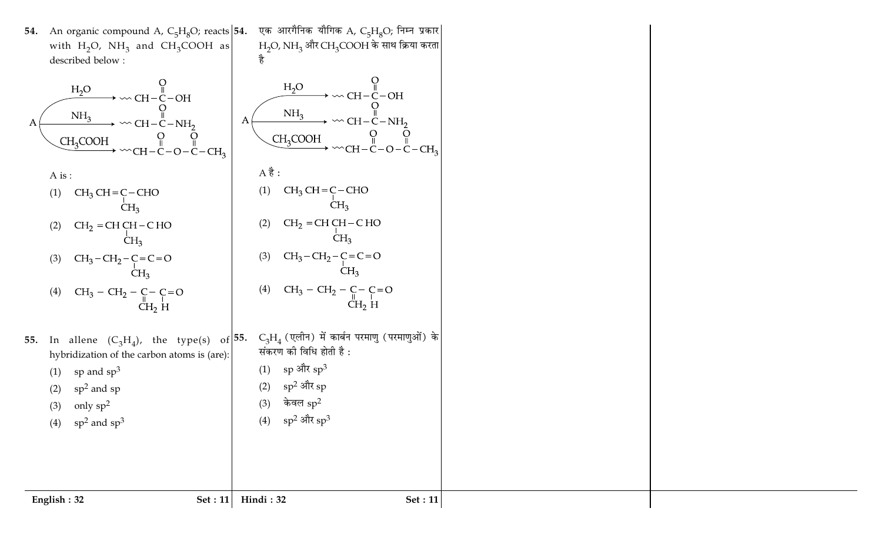**54.** An organic compound A, $C_5H_8O$; reacts with $H_2O$, $NH_3$ and $CH_3COOH$ as described below :

$$A \xrightarrow{H_2O} \sim CH-\overset{\overset{O}{\|}}{C}-OH$$

$$A \xrightarrow{NH_3} \sim CH-\overset{\overset{O}{\|}}{C}-NH_2$$

$$A \xrightarrow{CH_3COOH} \sim CH-\overset{\overset{O}{\|}}{C}-O-\overset{\overset{O}{\|}}{C}-CH_3$$

A is :

(1) $CH_3CH=\underset{\underset{CH_3}{|}}{C}-CHO$

(2) $CH_2=CH\underset{\underset{CH_3}{|}}{CH}-CHO$

(3) $CH_3-CH_2-\underset{\underset{CH_3}{|}}{C}=C=O$

(4) $CH_3-CH_2-\underset{\underset{CH_2}{\|}}{C}-\underset{\underset{H}{|}}{C}=O$

**54.** एक आरगैनिक यौगिक A, $C_5H_8O$; निम्न प्रकार $H_2O$, $NH_3$ और $CH_3COOH$ के साथ क्रिया करता है

$$A \xrightarrow{H_2O} \sim CH-\overset{\overset{O}{\|}}{C}-OH$$

$$A \xrightarrow{NH_3} \sim CH-\overset{\overset{O}{\|}}{C}-NH_2$$

$$A \xrightarrow{CH_3COOH} \sim CH-\overset{\overset{O}{\|}}{C}-O-\overset{\overset{O}{\|}}{C}-CH_3$$

A है :

(1) $CH_3CH=\underset{\underset{CH_3}{|}}{C}-CHO$

(2) $CH_2=CH\underset{\underset{CH_3}{|}}{CH}-CHO$

(3) $CH_3-CH_2-\underset{\underset{CH_3}{|}}{C}=C=O$

(4) $CH_3-CH_2-\underset{\underset{CH_2}{\|}}{C}-\underset{\underset{H}{|}}{C}=O$

**55.** In allene ($C_3H_4$), the type(s) of hybridization of the carbon atoms is (are):

(1) $sp$ and $sp^3$

(2) $sp^2$ and $sp$

(3) only $sp^2$

(4) $sp^2$ and $sp^3$

**55.** $C_3H_4$ (एलीन) में कार्बन परमाणु (परमाणुओं) के संकरण की विधि होती है :

(1) $sp$ और $sp^3$

(2) $sp^2$ और $sp$

(3) केवल $sp^2$

(4) $sp^2$ और $sp^3$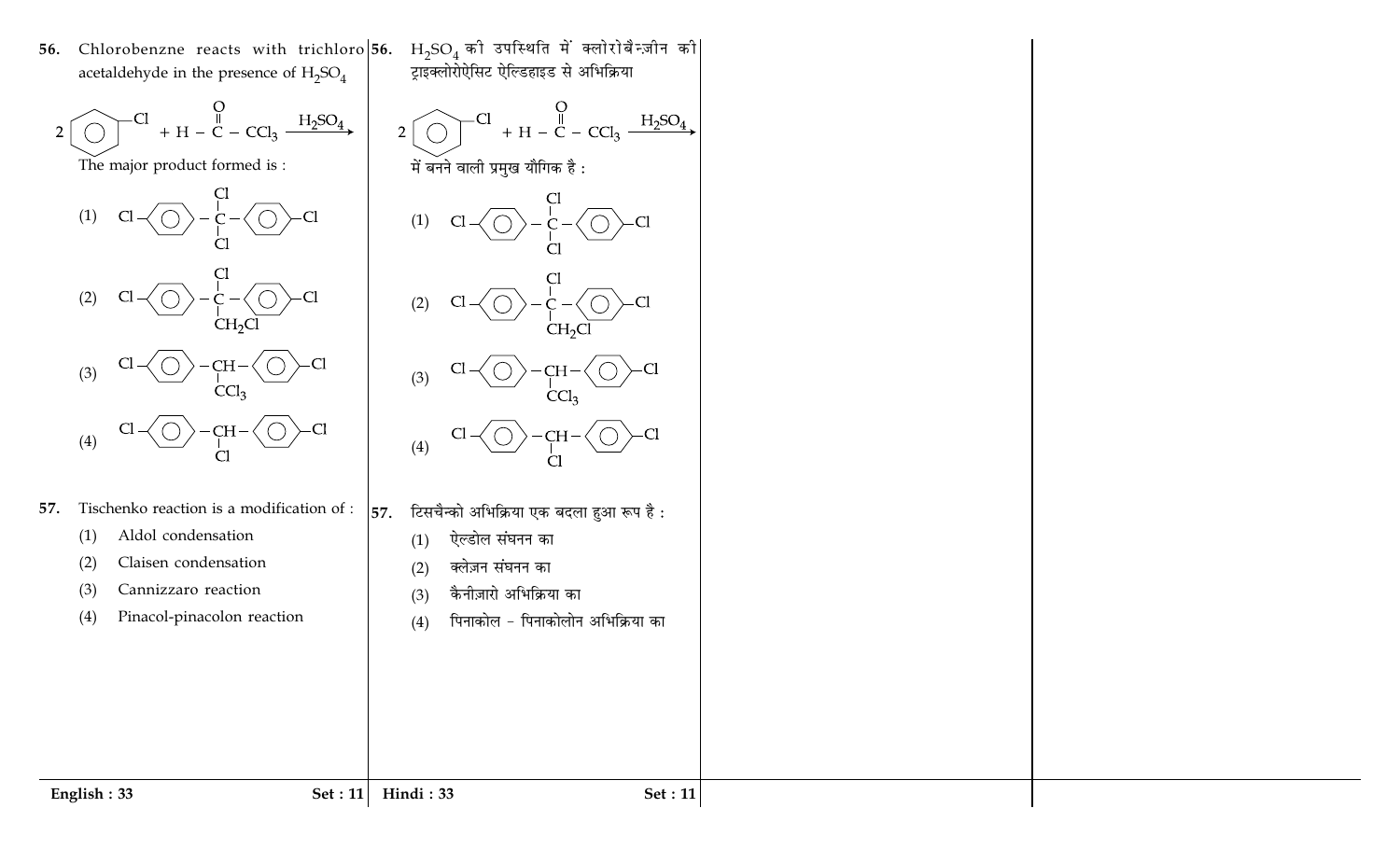**56.** Chlorobenzne reacts with trichloro acetaldehyde in the presence of $H_2SO_4$

$$2\ C_6H_5\text{–}Cl + H - \overset{O}{\overset{\|}{C}} - CCl_3 \xrightarrow{H_2SO_4}$$

The major product formed is :

(1) $Cl\text{–}C_6H_4\text{–}CCl_2\text{–}C_6H_4\text{–}Cl$

(2) $Cl\text{–}C_6H_4\text{–}C(Cl)(CH_2Cl)\text{–}C_6H_4\text{–}Cl$

(3) $Cl\text{–}C_6H_4\text{–}CH(CCl_3)\text{–}C_6H_4\text{–}Cl$

(4) $Cl\text{–}C_6H_4\text{–}CH(Cl)\text{–}C_6H_4\text{–}Cl$

**57.** Tischenko reaction is a modification of :

(1) Aldol condensation

(2) Claisen condensation

(3) Cannizzaro reaction

(4) Pinacol-pinacolon reaction

**56.** $H_2SO_4$ की उपस्थिति में क्लोरोबैन्ज़ीन की ट्राइक्लोरोऐसिट ऐल्डिहाइड से अभिक्रिया

$$2\ C_6H_5\text{–}Cl + H - \overset{O}{\overset{\|}{C}} - CCl_3 \xrightarrow{H_2SO_4}$$

में बनने वाली प्रमुख यौगिक है :

(1) $Cl\text{–}C_6H_4\text{–}CCl_2\text{–}C_6H_4\text{–}Cl$

(2) $Cl\text{–}C_6H_4\text{–}C(Cl)(CH_2Cl)\text{–}C_6H_4\text{–}Cl$

(3) $Cl\text{–}C_6H_4\text{–}CH(CCl_3)\text{–}C_6H_4\text{–}Cl$

(4) $Cl\text{–}C_6H_4\text{–}CH(Cl)\text{–}C_6H_4\text{–}Cl$

**57.** टिसचैन्को अभिक्रिया एक बदला हुआ रूप है :

(1) ऐल्डोल संघनन का

(2) क्लेज़न संघनन का

(3) कैनीज़ारो अभिक्रिया का

(4) पिनाकोल - पिनाकोलोन अभिक्रिया का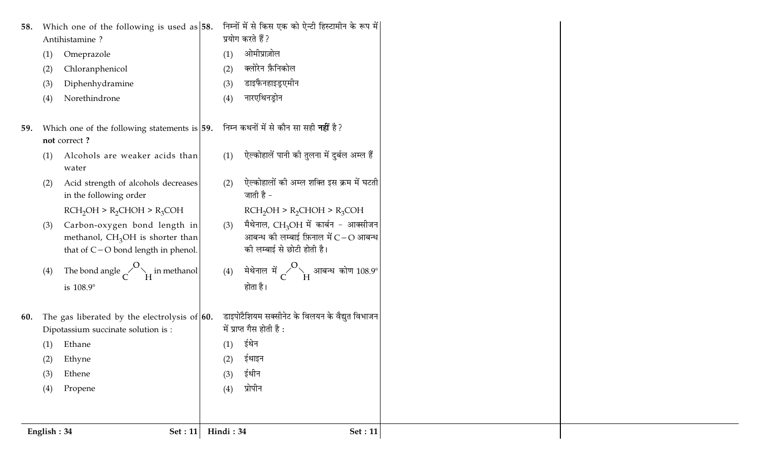58. Which one of the following is used as Antihistamine ?

(1) Omeprazole
(2) Chloranphenicol
(3) Diphenhydramine
(4) Norethindrone

59. Which one of the following statements is **not** correct ?

(1) Alcohols are weaker acids than water
(2) Acid strength of alcohols decreases in the following order
$RCH_2OH > R_2CHOH > R_3COH$
(3) Carbon-oxygen bond length in methanol, $CH_3OH$ is shorter than that of $C-O$ bond length in phenol.
(4) The bond angle C–O–H in methanol is 108.9°

60. The gas liberated by the electrolysis of Dipotassium succinate solution is :

(1) Ethane
(2) Ethyne
(3) Ethene
(4) Propene

58. निम्नों में से किस एक को ऐन्टी हिस्टामीन के रूप में प्रयोग करते हैं ?

(1) ओमीप्राज़ोल
(2) क्लोरेन फ़ैनिकोल
(3) डाइफैनहाइड्रएमीन
(4) नारएथिनड्रोन

59. निम्न कथनों में से कौन सा सही **नहीं** है ?

(1) ऐल्कोहालें पानी की तुलना में दुर्बल अम्ल हैं
(2) ऐल्कोहालों की अम्ल शक्ति इस क्रम में घटती जाती है –
$RCH_2OH > R_2CHOH > R_3COH$
(3) मैथेनाल, $CH_3OH$ में कार्बन - आक्सीजन आबन्ध की लम्बाई फ़िनाल में $C-O$ आबन्ध की लम्बाई से छोटी होती है।
(4) मेथेनाल में C–O–H आबन्ध कोण 108.9° होता है।

60. डाइपोटैशियम सक्सीनेट के विलयन के वैद्युत विभाजन में प्राप्त गैस होती है :

(1) ईथेन
(2) ईथाइन
(3) ईथीन
(4) प्रोपीन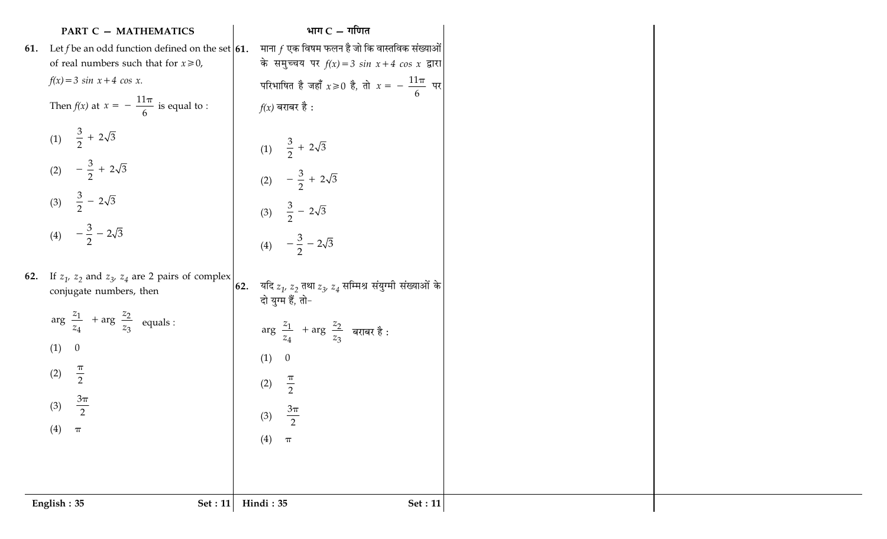## PART C — MATHEMATICS

**61.** Let $f$ be an odd function defined on the set of real numbers such that for $x \geq 0$,

$f(x) = 3 \sin x + 4 \cos x$.

Then $f(x)$ at $x = -\frac{11\pi}{6}$ is equal to :

(1) $\frac{3}{2} + 2\sqrt{3}$

(2) $-\frac{3}{2} + 2\sqrt{3}$

(3) $\frac{3}{2} - 2\sqrt{3}$

(4) $-\frac{3}{2} - 2\sqrt{3}$

**62.** If $z_1$, $z_2$ and $z_3$, $z_4$ are 2 pairs of complex conjugate numbers, then

$\arg \frac{z_1}{z_4} + \arg \frac{z_2}{z_3}$ equals :

(1) $0$

(2) $\frac{\pi}{2}$

(3) $\frac{3\pi}{2}$

(4) $\pi$

## भाग C — गणित

**61.** माना $f$ एक विषम फलन है जो कि वास्तविक संख्याओं के समुच्चय पर $f(x) = 3 \sin x + 4 \cos x$ द्वारा परिभाषित है जहाँ $x \geq 0$ है, तो $x = -\frac{11\pi}{6}$ पर $f(x)$ बराबर है :

(1) $\frac{3}{2} + 2\sqrt{3}$

(2) $-\frac{3}{2} + 2\sqrt{3}$

(3) $\frac{3}{2} - 2\sqrt{3}$

(4) $-\frac{3}{2} - 2\sqrt{3}$

**62.** यदि $z_1$, $z_2$ तथा $z_3$, $z_4$ सम्मिश्र संयुग्मी संख्याओं के दो युग्म हैं, तो-

$\arg \frac{z_1}{z_4} + \arg \frac{z_2}{z_3}$ बराबर है :

(1) $0$

(2) $\frac{\pi}{2}$

(3) $\frac{3\pi}{2}$

(4) $\pi$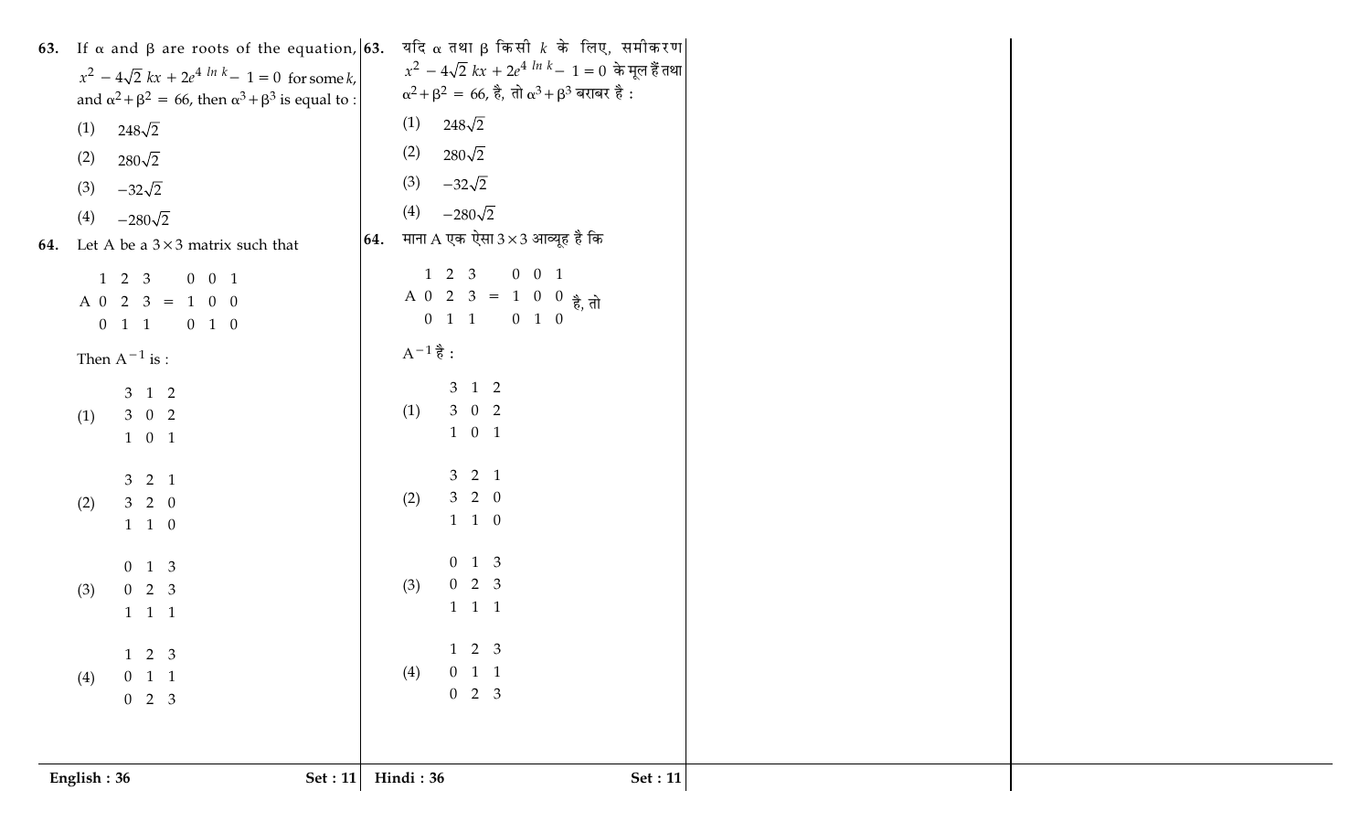63. If $\alpha$ and $\beta$ are roots of the equation, $x^2 - 4\sqrt{2}\,kx + 2e^{4\,ln\,k} - 1 = 0$ for some $k$, and $\alpha^2 + \beta^2 = 66$, then $\alpha^3 + \beta^3$ is equal to :

(1) $248\sqrt{2}$

(2) $280\sqrt{2}$

(3) $-32\sqrt{2}$

(4) $-280\sqrt{2}$

64. Let A be a $3 \times 3$ matrix such that

$$A \begin{matrix} 1 & 2 & 3 \\ 0 & 2 & 3 \\ 0 & 1 & 1 \end{matrix} = \begin{matrix} 0 & 0 & 1 \\ 1 & 0 & 0 \\ 0 & 1 & 0 \end{matrix}$$

Then $A^{-1}$ is :

(1) $\begin{matrix} 3 & 1 & 2 \\ 3 & 0 & 2 \\ 1 & 0 & 1 \end{matrix}$

(2) $\begin{matrix} 3 & 2 & 1 \\ 3 & 2 & 0 \\ 1 & 1 & 0 \end{matrix}$

(3) $\begin{matrix} 0 & 1 & 3 \\ 0 & 2 & 3 \\ 1 & 1 & 1 \end{matrix}$

(4) $\begin{matrix} 1 & 2 & 3 \\ 0 & 1 & 1 \\ 0 & 2 & 3 \end{matrix}$

63. यदि $\alpha$ तथा $\beta$ किसी $k$ के लिए, समीकरण $x^2 - 4\sqrt{2}\,kx + 2e^{4\,ln\,k} - 1 = 0$ के मूल हैं तथा $\alpha^2 + \beta^2 = 66$, है, तो $\alpha^3 + \beta^3$ बराबर है :

(1) $248\sqrt{2}$

(2) $280\sqrt{2}$

(3) $-32\sqrt{2}$

(4) $-280\sqrt{2}$

64. माना A एक ऐसा $3 \times 3$ आव्यूह है कि

$$A \begin{matrix} 1 & 2 & 3 \\ 0 & 2 & 3 \\ 0 & 1 & 1 \end{matrix} = \begin{matrix} 0 & 0 & 1 \\ 1 & 0 & 0 \\ 0 & 1 & 0 \end{matrix}$$ है, तो

$A^{-1}$ है :

(1) $\begin{matrix} 3 & 1 & 2 \\ 3 & 0 & 2 \\ 1 & 0 & 1 \end{matrix}$

(2) $\begin{matrix} 3 & 2 & 1 \\ 3 & 2 & 0 \\ 1 & 1 & 0 \end{matrix}$

(3) $\begin{matrix} 0 & 1 & 3 \\ 0 & 2 & 3 \\ 1 & 1 & 1 \end{matrix}$

(4) $\begin{matrix} 1 & 2 & 3 \\ 0 & 1 & 1 \\ 0 & 2 & 3 \end{matrix}$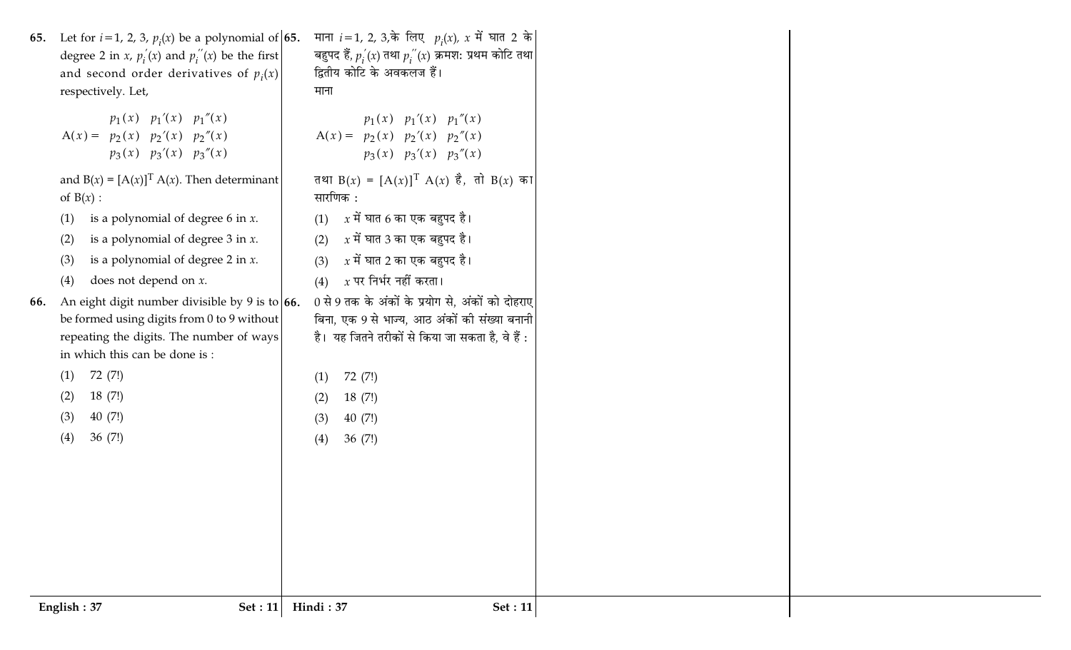65. Let for $i = 1, 2, 3$, $p_i(x)$ be a polynomial of degree 2 in $x$, $p_i'(x)$ and $p_i''(x)$ be the first and second order derivatives of $p_i(x)$ respectively. Let,

$$A(x) = \begin{matrix} p_1(x) & p_1'(x) & p_1''(x) \\ p_2(x) & p_2'(x) & p_2''(x) \\ p_3(x) & p_3'(x) & p_3''(x) \end{matrix}$$

and $B(x) = [A(x)]^T A(x)$. Then determinant of $B(x)$ :

(1) is a polynomial of degree 6 in $x$.

(2) is a polynomial of degree 3 in $x$.

(3) is a polynomial of degree 2 in $x$.

(4) does not depend on $x$.

66. An eight digit number divisible by 9 is to be formed using digits from 0 to 9 without repeating the digits. The number of ways in which this can be done is :

(1) 72 (7!)

(2) 18 (7!)

(3) 40 (7!)

(4) 36 (7!)

65. माना $i = 1, 2, 3$,के लिए $p_i(x)$, $x$ में घात 2 के बहुपद हैं, $p_i'(x)$ तथा $p_i''(x)$ क्रमशः प्रथम कोटि तथा द्वितीय कोटि के अवकलज हैं।

माना

$$A(x) = \begin{matrix} p_1(x) & p_1'(x) & p_1''(x) \\ p_2(x) & p_2'(x) & p_2''(x) \\ p_3(x) & p_3'(x) & p_3''(x) \end{matrix}$$

तथा $B(x) = [A(x)]^T A(x)$ है, तो $B(x)$ का सारणिक :

(1) $x$ में घात 6 का एक बहुपद है।

(2) $x$ में घात 3 का एक बहुपद है।

(3) $x$ में घात 2 का एक बहुपद है।

(4) $x$ पर निर्भर नहीं करता।

66. 0 से 9 तक के अंकों के प्रयोग से, अंकों को दोहराए बिना, एक 9 से भाज्य, आठ अंकों की संख्या बनानी है। यह जितने तरीकों से किया जा सकता है, वे हैं :

(1) 72 (7!)

(2) 18 (7!)

(3) 40 (7!)

(4) 36 (7!)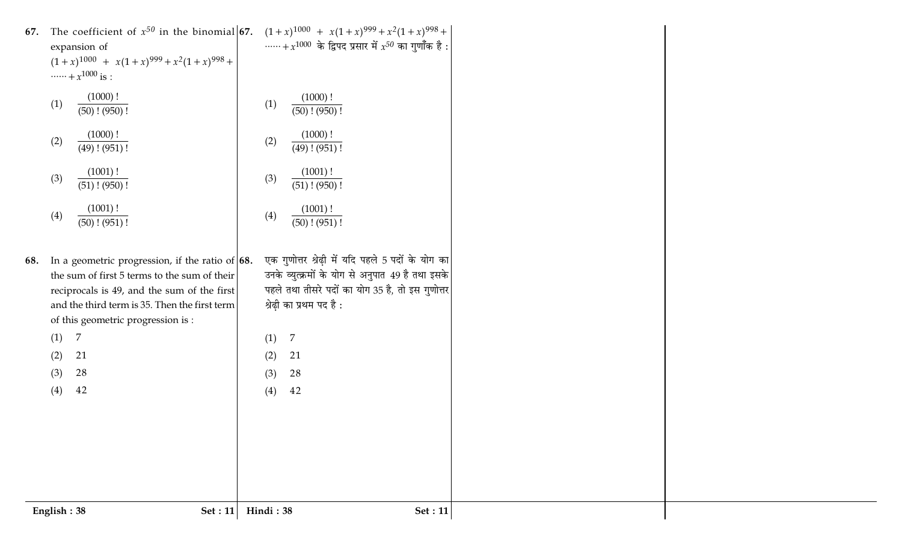**67.** The coefficient of $x^{50}$ in the binomial expansion of

$(1+x)^{1000} + x(1+x)^{999} + x^2(1+x)^{998} + \cdots\cdots + x^{1000}$ is :

(1) $\frac{(1000)!}{(50)!(950)!}$

(2) $\frac{(1000)!}{(49)!(951)!}$

(3) $\frac{(1001)!}{(51)!(950)!}$

(4) $\frac{(1001)!}{(50)!(951)!}$

**68.** In a geometric progression, if the ratio of the sum of first 5 terms to the sum of their reciprocals is 49, and the sum of the first and the third term is 35. Then the first term of this geometric progression is :

(1) 7

(2) 21

(3) 28

(4) 42

**67.** $(1+x)^{1000} + x(1+x)^{999} + x^2(1+x)^{998} + \cdots\cdots + x^{1000}$ के द्विपद प्रसार में $x^{50}$ का गुणाँक है :

(1) $\frac{(1000)!}{(50)!(950)!}$

(2) $\frac{(1000)!}{(49)!(951)!}$

(3) $\frac{(1001)!}{(51)!(950)!}$

(4) $\frac{(1001)!}{(50)!(951)!}$

**68.** एक गुणोत्तर श्रेढ़ी में यदि पहले 5 पदों के योग का उनके व्युत्क्रमों के योग से अनुपात 49 है तथा इसके पहले तथा तीसरे पदों का योग 35 है, तो इस गुणोत्तर श्रेढ़ी का प्रथम पद है :

(1) 7

(2) 21

(3) 28

(4) 42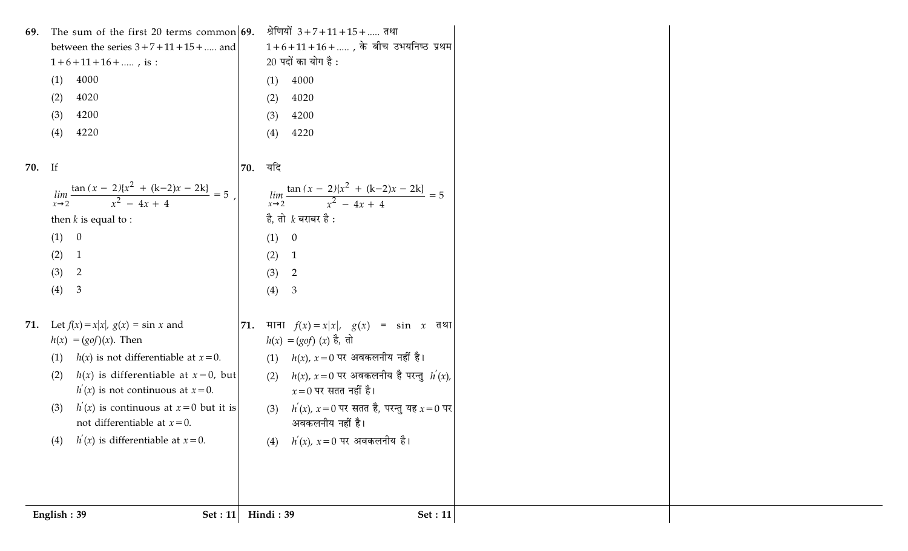**69.** The sum of the first 20 terms common between the series $3+7+11+15+.....$ and $1+6+11+16+.....$, is :

(1) 4000

(2) 4020

(3) 4200

(4) 4220

**69.** श्रेणियों $3+7+11+15+.....$ तथा $1+6+11+16+.....$, के बीच उभयनिष्ठ प्रथम 20 पदों का योग है :

(1) 4000

(2) 4020

(3) 4200

(4) 4220

**70.** If

$$\lim_{x \to 2} \frac{\tan(x-2)\{x^2+(k-2)x-2k\}}{x^2-4x+4} = 5,$$

then $k$ is equal to :

(1) 0

(2) 1

(3) 2

(4) 3

**70.** यदि

$$\lim_{x \to 2} \frac{\tan(x-2)\{x^2+(k-2)x-2k\}}{x^2-4x+4} = 5$$

है, तो $k$ बराबर है :

(1) 0

(2) 1

(3) 2

(4) 3

**71.** Let $f(x)=x|x|$, $g(x)=\sin x$ and $h(x)=(gof)(x)$. Then

(1) $h(x)$ is not differentiable at $x=0$.

(2) $h(x)$ is differentiable at $x=0$, but $h'(x)$ is not continuous at $x=0$.

(3) $h'(x)$ is continuous at $x=0$ but it is not differentiable at $x=0$.

(4) $h'(x)$ is differentiable at $x=0$.

**71.** माना $f(x)=x|x|$, $g(x)=\sin x$ तथा $h(x)=(gof)(x)$ है, तो

(1) $h(x)$, $x=0$ पर अवकलनीय नहीं है।

(2) $h(x)$, $x=0$ पर अवकलनीय है परन्तु $h'(x)$, $x=0$ पर सतत नहीं है।

(3) $h'(x)$, $x=0$ पर सतत है, परन्तु यह $x=0$ पर अवकलनीय नहीं है।

(4) $h'(x)$, $x=0$ पर अवकलनीय है।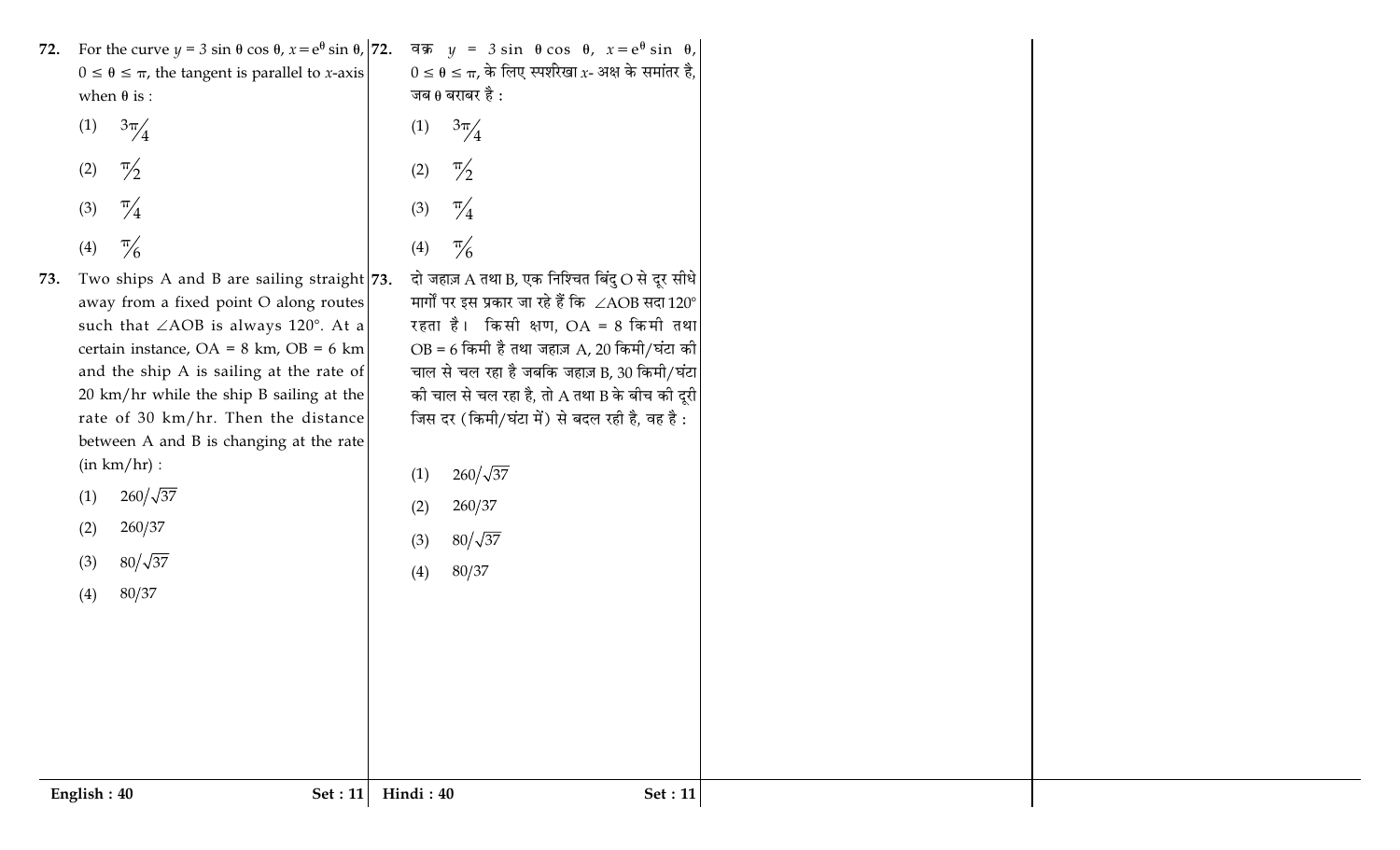**72.** For the curve $y = 3 \sin \theta \cos \theta$, $x = e^{\theta} \sin \theta$, $0 \leq \theta \leq \pi$, the tangent is parallel to $x$-axis when $\theta$ is :

(1) $3\pi/4$

(2) $\pi/2$

(3) $\pi/4$

(4) $\pi/6$

**73.** Two ships A and B are sailing straight away from a fixed point O along routes such that $\angle AOB$ is always 120°. At a certain instance, OA = 8 km, OB = 6 km and the ship A is sailing at the rate of 20 km/hr while the ship B sailing at the rate of 30 km/hr. Then the distance between A and B is changing at the rate (in km/hr) :

(1) $260/\sqrt{37}$

(2) $260/37$

(3) $80/\sqrt{37}$

(4) $80/37$

**72.** वक्र $y = 3 \sin \theta \cos \theta$, $x = e^{\theta} \sin \theta$, $0 \leq \theta \leq \pi$, के लिए स्पर्शरेखा $x$- अक्ष के समांतर है, जब $\theta$ बराबर है :

(1) $3\pi/4$

(2) $\pi/2$

(3) $\pi/4$

(4) $\pi/6$

**73.** दो जहाज़ A तथा B, एक निश्चित बिंदु O से दूर सीधे मार्गों पर इस प्रकार जा रहे हैं कि $\angle AOB$ सदा 120° रहता है। किसी क्षण, OA = 8 किमी तथा OB = 6 किमी है तथा जहाज़ A, 20 किमी/घंटा की चाल से चल रहा है जबकि जहाज़ B, 30 किमी/घंटा की चाल से चल रहा है, तो A तथा B के बीच की दूरी जिस दर (किमी/घंटा में) से बदल रही है, वह है :

(1) $260/\sqrt{37}$

(2) $260/37$

(3) $80/\sqrt{37}$

(4) $80/37$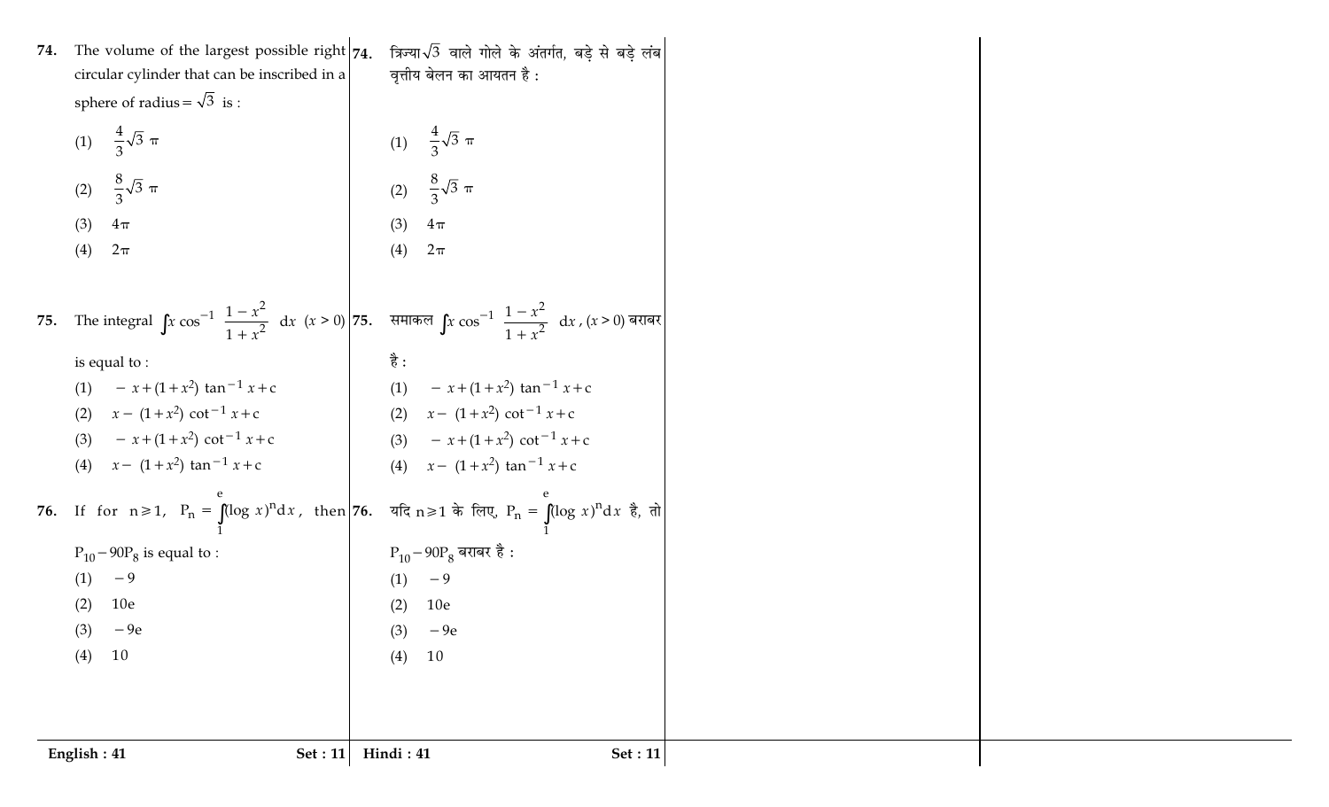74. The volume of the largest possible right circular cylinder that can be inscribed in a sphere of radius $= \sqrt{3}$ is :

(1) $\frac{4}{3}\sqrt{3}\ \pi$

(2) $\frac{8}{3}\sqrt{3}\ \pi$

(3) $4\pi$

(4) $2\pi$

75. The integral $\int x \cos^{-1}\left(\frac{1-x^2}{1+x^2}\right) dx\ (x > 0)$ is equal to :

(1) $-x + (1+x^2)\tan^{-1}x + c$

(2) $x - (1+x^2)\cot^{-1}x + c$

(3) $-x + (1+x^2)\cot^{-1}x + c$

(4) $x - (1+x^2)\tan^{-1}x + c$

76. If for $n \geqslant 1$, $P_n = \int_1^e (\log x)^n dx$, then $P_{10} - 90P_8$ is equal to :

(1) $-9$

(2) $10e$

(3) $-9e$

(4) $10$

74. त्रिज्या $\sqrt{3}$ वाले गोले के अंतर्गत, बड़े से बड़े लंब वृत्तीय बेलन का आयतन है :

(1) $\frac{4}{3}\sqrt{3}\ \pi$

(2) $\frac{8}{3}\sqrt{3}\ \pi$

(3) $4\pi$

(4) $2\pi$

75. समाकल $\int x \cos^{-1}\left(\frac{1-x^2}{1+x^2}\right) dx, (x > 0)$ बराबर है :

(1) $-x + (1+x^2)\tan^{-1}x + c$

(2) $x - (1+x^2)\cot^{-1}x + c$

(3) $-x + (1+x^2)\cot^{-1}x + c$

(4) $x - (1+x^2)\tan^{-1}x + c$

76. यदि $n \geqslant 1$ के लिए, $P_n = \int_1^e (\log x)^n dx$ है, तो $P_{10} - 90P_8$ बराबर है :

(1) $-9$

(2) $10e$

(3) $-9e$

(4) $10$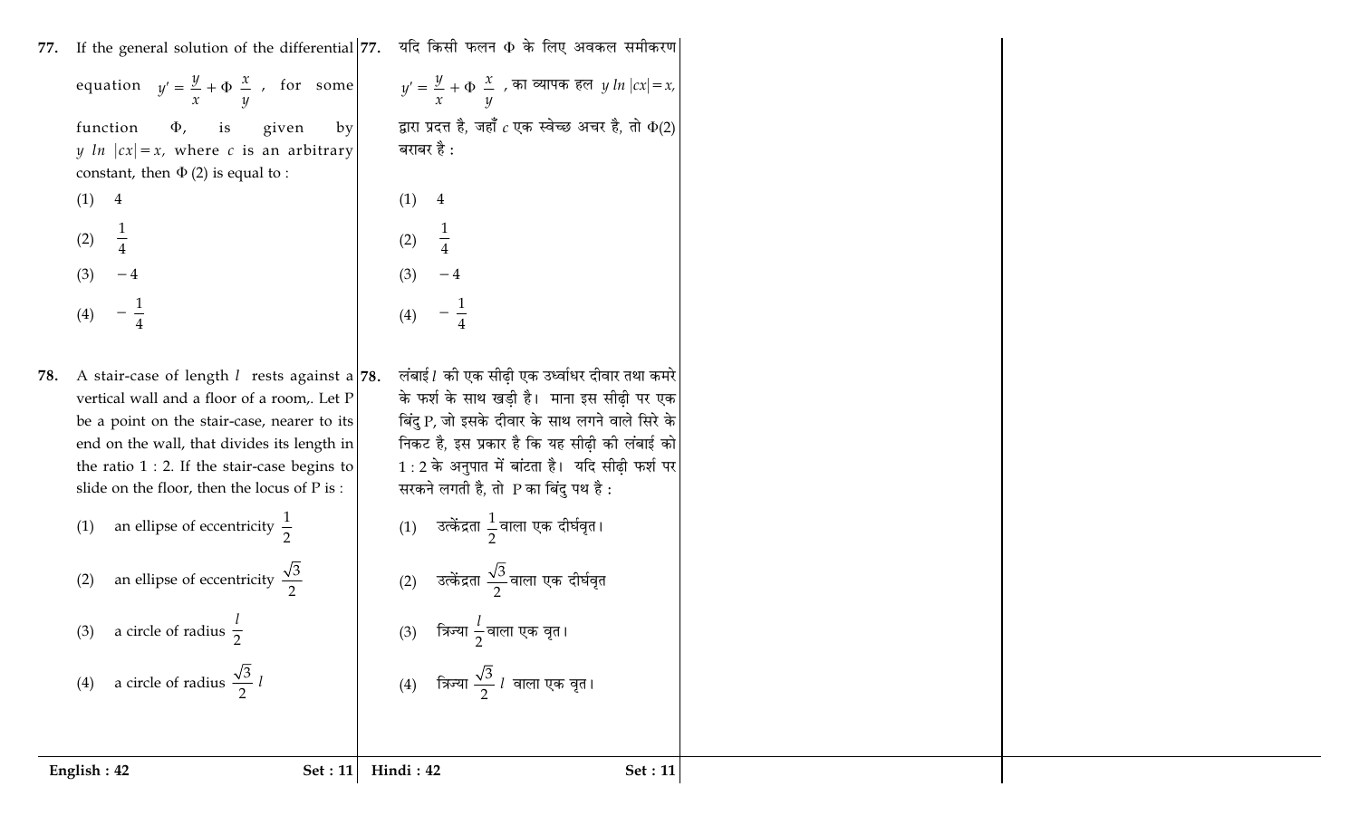**77.** If the general solution of the differential equation $y' = \frac{y}{x} + \Phi\left(\frac{x}{y}\right)$, for some function $\Phi$, is given by $y \ln |cx| = x$, where $c$ is an arbitrary constant, then $\Phi(2)$ is equal to :

(1) $4$

(2) $\frac{1}{4}$

(3) $-4$

(4) $-\frac{1}{4}$

**77.** यदि किसी फलन $\Phi$ के लिए अवकल समीकरण $y' = \frac{y}{x} + \Phi\left(\frac{x}{y}\right)$, का व्यापक हल $y \ln |cx| = x$, द्वारा प्रदत्त है, जहाँ $c$ एक स्वेच्छ अचर है, तो $\Phi(2)$ बराबर है :

(1) $4$

(2) $\frac{1}{4}$

(3) $-4$

(4) $-\frac{1}{4}$

**78.** A stair-case of length $l$ rests against a vertical wall and a floor of a room,. Let P be a point on the stair-case, nearer to its end on the wall, that divides its length in the ratio 1 : 2. If the stair-case begins to slide on the floor, then the locus of P is :

(1) an ellipse of eccentricity $\frac{1}{2}$

(2) an ellipse of eccentricity $\frac{\sqrt{3}}{2}$

(3) a circle of radius $\frac{l}{2}$

(4) a circle of radius $\frac{\sqrt{3}}{2}\, l$

**78.** लंबाई $l$ की एक सीढ़ी एक उर्ध्वाधर दीवार तथा कमरे के फर्श के साथ खड़ी है। माना इस सीढ़ी पर एक बिंदु P, जो इसके दीवार के साथ लगने वाले सिरे के निकट है, इस प्रकार है कि यह सीढ़ी की लंबाई को 1 : 2 के अनुपात में बांटता है। यदि सीढ़ी फर्श पर सरकने लगती है, तो P का बिंदु पथ है :

(1) उत्केंद्रता $\frac{1}{2}$ वाला एक दीर्घवृत।

(2) उत्केंद्रता $\frac{\sqrt{3}}{2}$ वाला एक दीर्घवृत

(3) त्रिज्या $\frac{l}{2}$ वाला एक वृत।

(4) त्रिज्या $\frac{\sqrt{3}}{2}\, l$ वाला एक वृत।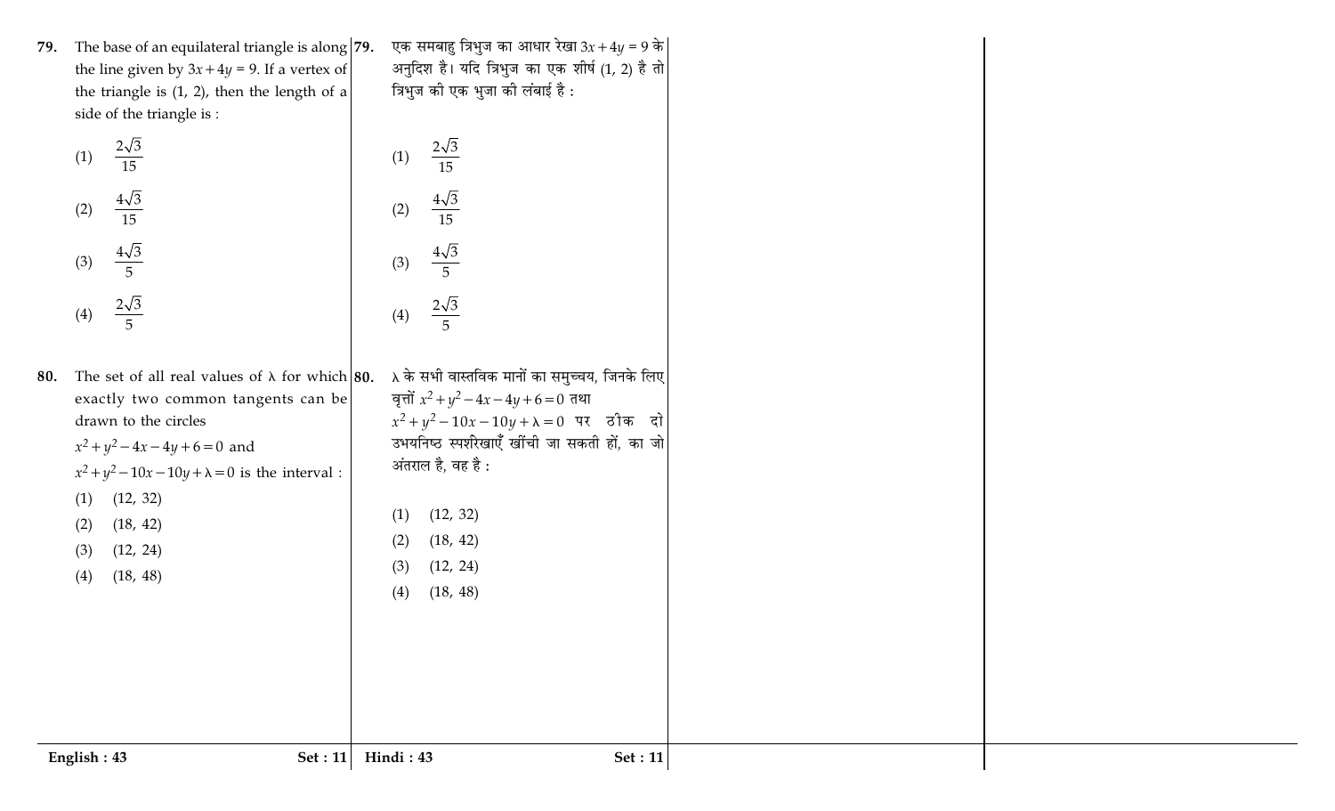**79.** The base of an equilateral triangle is along the line given by $3x+4y=9$. If a vertex of the triangle is (1, 2), then the length of a side of the triangle is :

(1) $\frac{2\sqrt{3}}{15}$

(2) $\frac{4\sqrt{3}}{15}$

(3) $\frac{4\sqrt{3}}{5}$

(4) $\frac{2\sqrt{3}}{5}$

**80.** The set of all real values of $\lambda$ for which exactly two common tangents can be drawn to the circles $x^2+y^2-4x-4y+6=0$ and $x^2+y^2-10x-10y+\lambda=0$ is the interval :

(1) (12, 32)

(2) (18, 42)

(3) (12, 24)

(4) (18, 48)

**79.** एक समबाहु त्रिभुज का आधार रेखा $3x+4y=9$ के अनुदिश है। यदि त्रिभुज का एक शीर्ष (1, 2) है तो त्रिभुज की एक भुजा की लंबाई है :

(1) $\frac{2\sqrt{3}}{15}$

(2) $\frac{4\sqrt{3}}{15}$

(3) $\frac{4\sqrt{3}}{5}$

(4) $\frac{2\sqrt{3}}{5}$

**80.** $\lambda$ के सभी वास्तविक मानों का समुच्चय, जिनके लिए वृत्तों $x^2+y^2-4x-4y+6=0$ तथा $x^2+y^2-10x-10y+\lambda=0$ पर ठीक दो उभयनिष्ठ स्पर्शरेखाएँ खींची जा सकती हों, का जो अंतराल है, वह है :

(1) (12, 32)

(2) (18, 42)

(3) (12, 24)

(4) (18, 48)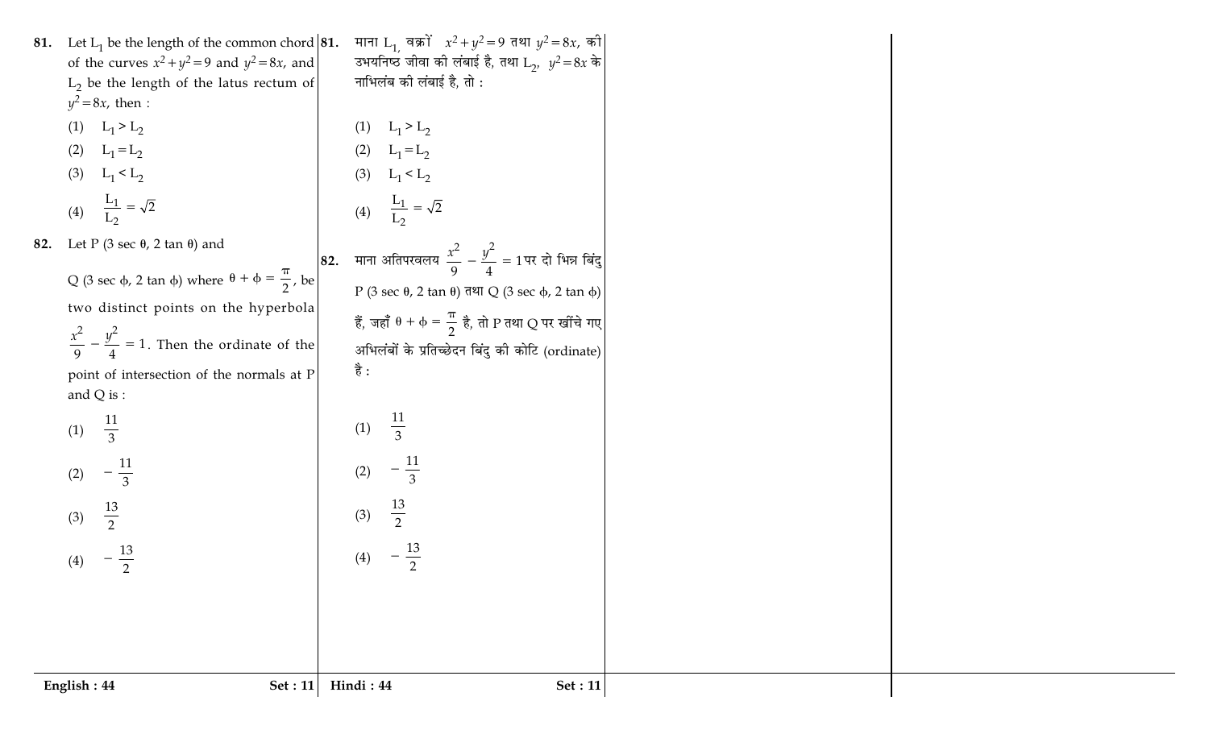**81.** Let $L_1$ be the length of the common chord of the curves $x^2+y^2=9$ and $y^2=8x$, and $L_2$ be the length of the latus rectum of $y^2=8x$, then :

(1) $L_1 > L_2$

(2) $L_1 = L_2$

(3) $L_1 < L_2$

(4) $\frac{L_1}{L_2} = \sqrt{2}$

**82.** Let P $(3 \sec \theta, 2 \tan \theta)$ and Q $(3 \sec \phi, 2 \tan \phi)$ where $\theta + \phi = \frac{\pi}{2}$, be two distinct points on the hyperbola $\frac{x^2}{9} - \frac{y^2}{4} = 1$. Then the ordinate of the point of intersection of the normals at P and Q is :

(1) $\frac{11}{3}$

(2) $-\frac{11}{3}$

(3) $\frac{13}{2}$

(4) $-\frac{13}{2}$

**81.** माना $L_1$, वक्रों $x^2+y^2=9$ तथा $y^2=8x$, की उभयनिष्ठ जीवा की लंबाई है, तथा $L_2$, $y^2=8x$ के नाभिलंब की लंबाई है, तो :

(1) $L_1 > L_2$

(2) $L_1 = L_2$

(3) $L_1 < L_2$

(4) $\frac{L_1}{L_2} = \sqrt{2}$

**82.** माना अतिपरवलय $\frac{x^2}{9} - \frac{y^2}{4} = 1$ पर दो भिन्न बिंदु P $(3 \sec \theta, 2 \tan \theta)$ तथा Q $(3 \sec \phi, 2 \tan \phi)$ हैं, जहाँ $\theta + \phi = \frac{\pi}{2}$ है, तो P तथा Q पर खींचे गए अभिलंबों के प्रतिच्छेदन बिंदु की कोटि (ordinate) है :

(1) $\frac{11}{3}$

(2) $-\frac{11}{3}$

(3) $\frac{13}{2}$

(4) $-\frac{13}{2}$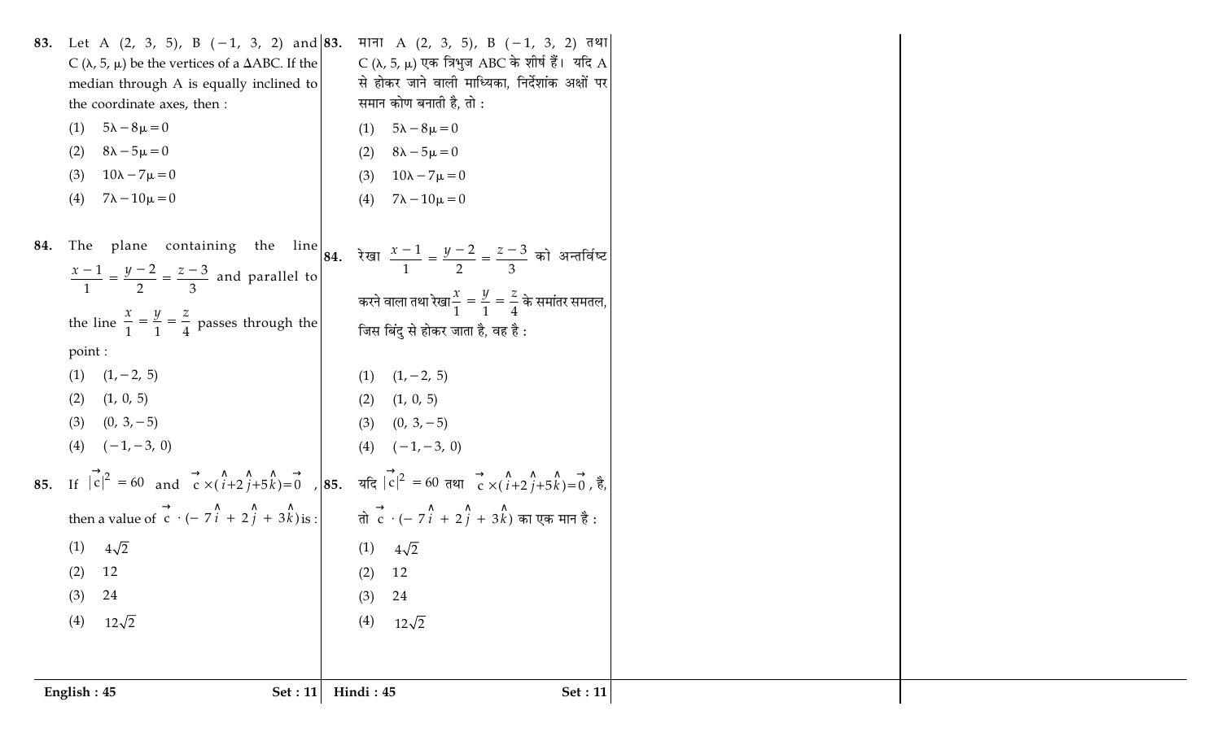83. Let A $(2, 3, 5)$, B $(-1, 3, 2)$ and C $(\lambda, 5, \mu)$ be the vertices of a $\Delta ABC$. If the median through A is equally inclined to the coordinate axes, then :

(1) $5\lambda - 8\mu = 0$

(2) $8\lambda - 5\mu = 0$

(3) $10\lambda - 7\mu = 0$

(4) $7\lambda - 10\mu = 0$

84. The plane containing the line $\frac{x-1}{1} = \frac{y-2}{2} = \frac{z-3}{3}$ and parallel to the line $\frac{x}{1} = \frac{y}{1} = \frac{z}{4}$ passes through the point :

(1) $(1, -2, 5)$

(2) $(1, 0, 5)$

(3) $(0, 3, -5)$

(4) $(-1, -3, 0)$

85. If $|\vec{c}|^2 = 60$ and $\vec{c} \times (\hat{i} + 2\hat{j} + 5\hat{k}) = \vec{0}$, then a value of $\vec{c} \cdot (-7\hat{i} + 2\hat{j} + 3\hat{k})$ is :

(1) $4\sqrt{2}$

(2) $12$

(3) $24$

(4) $12\sqrt{2}$

83. माना A $(2, 3, 5)$, B $(-1, 3, 2)$ तथा C $(\lambda, 5, \mu)$ एक त्रिभुज ABC के शीर्ष हैं। यदि A से होकर जाने वाली माध्यिका, निर्देशांक अक्षों पर समान कोण बनाती है, तो :

(1) $5\lambda - 8\mu = 0$

(2) $8\lambda - 5\mu = 0$

(3) $10\lambda - 7\mu = 0$

(4) $7\lambda - 10\mu = 0$

84. रेखा $\frac{x-1}{1} = \frac{y-2}{2} = \frac{z-3}{3}$ को अन्तर्विष्ट करने वाला तथा रेखा $\frac{x}{1} = \frac{y}{1} = \frac{z}{4}$ के समांतर समतल, जिस बिंदु से होकर जाता है, वह है :

(1) $(1, -2, 5)$

(2) $(1, 0, 5)$

(3) $(0, 3, -5)$

(4) $(-1, -3, 0)$

85. यदि $|\vec{c}|^2 = 60$ तथा $\vec{c} \times (\hat{i} + 2\hat{j} + 5\hat{k}) = \vec{0}$, है, तो $\vec{c} \cdot (-7\hat{i} + 2\hat{j} + 3\hat{k})$ का एक मान है :

(1) $4\sqrt{2}$

(2) $12$

(3) $24$

(4) $12\sqrt{2}$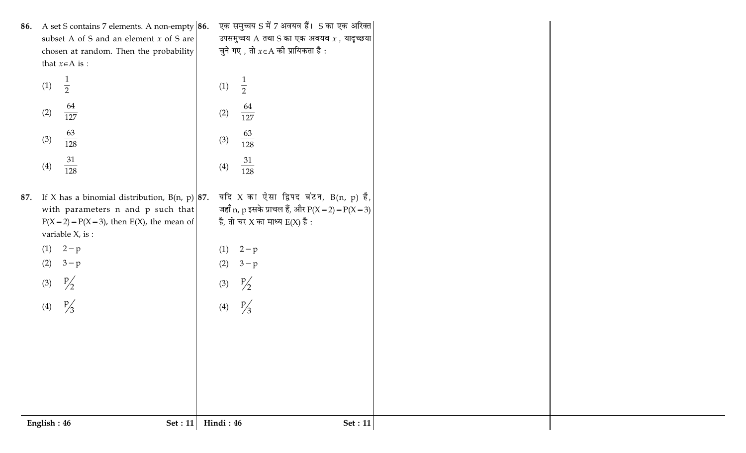**86.** A set S contains 7 elements. A non-empty subset A of S and an element $x$ of S are chosen at random. Then the probability that $x \in A$ is :

(1) $\frac{1}{2}$

(2) $\frac{64}{127}$

(3) $\frac{63}{128}$

(4) $\frac{31}{128}$

**86.** एक समुच्चय S में 7 अवयव हैं। S का एक अरिक्त उपसमुच्चय A तथा S का एक अवयव $x$ , यादृच्छया चुने गए , तो $x \in A$ की प्रायिकता है :

(1) $\frac{1}{2}$

(2) $\frac{64}{127}$

(3) $\frac{63}{128}$

(4) $\frac{31}{128}$

**87.** If X has a binomial distribution, B(n, p) with parameters n and p such that $P(X=2)=P(X=3)$, then E(X), the mean of variable X, is :

(1) $2-p$

(2) $3-p$

(3) $p/2$

(4) $p/3$

**87.** यदि X का ऐसा द्विपद बंटन, B(n, p) है, जहाँ n, p इसके प्राचल हैं, और $P(X=2)=P(X=3)$ है, तो चर X का माध्य E(X) है :

(1) $2-p$

(2) $3-p$

(3) $p/2$

(4) $p/3$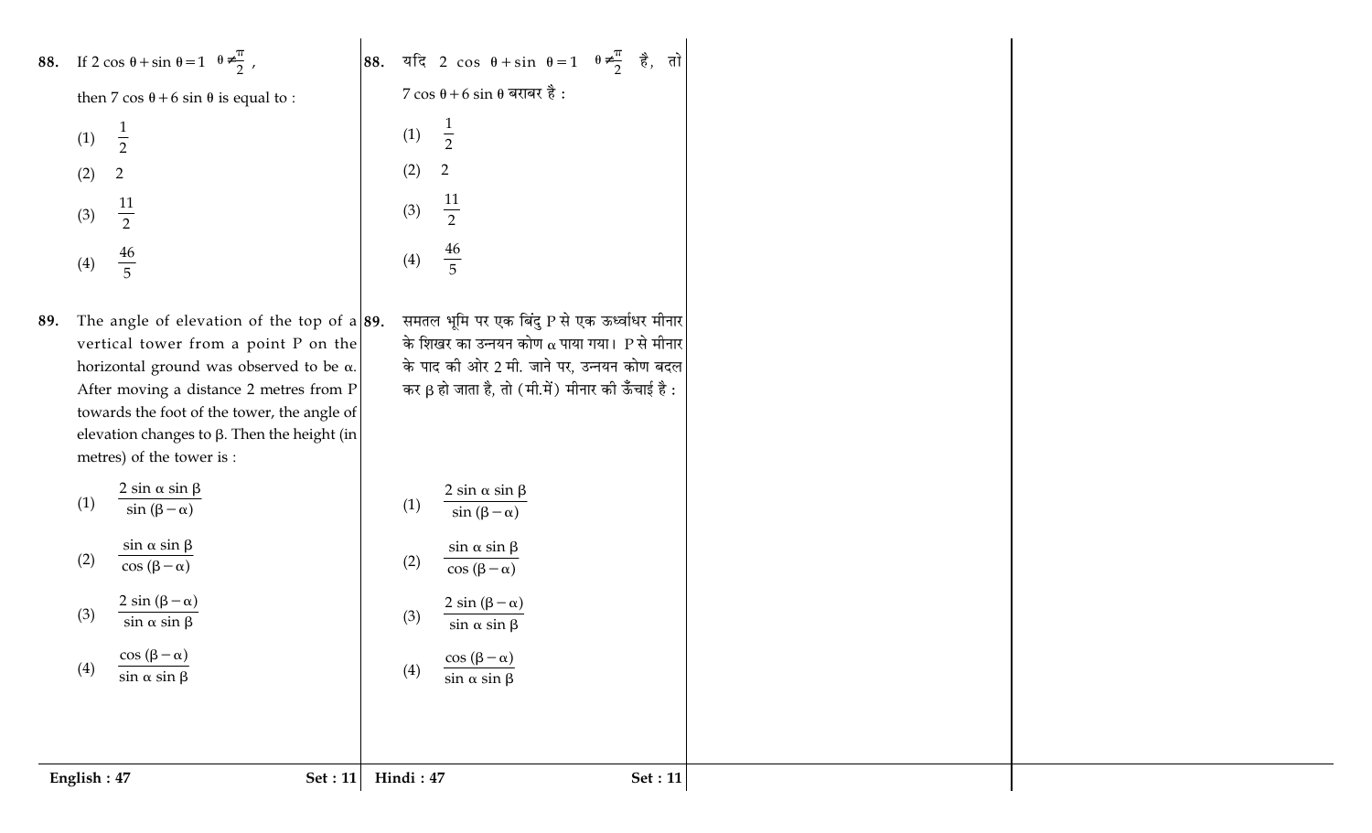88. If $2 \cos \theta + \sin \theta = 1$ $\left(\theta \neq \frac{\pi}{2}\right)$,

then $7 \cos \theta + 6 \sin \theta$ is equal to :

(1) $\frac{1}{2}$

(2) 2

(3) $\frac{11}{2}$

(4) $\frac{46}{5}$

89. The angle of elevation of the top of a vertical tower from a point P on the horizontal ground was observed to be $\alpha$. After moving a distance 2 metres from P towards the foot of the tower, the angle of elevation changes to $\beta$. Then the height (in metres) of the tower is :

(1) $\frac{2 \sin \alpha \sin \beta}{\sin (\beta - \alpha)}$

(2) $\frac{\sin \alpha \sin \beta}{\cos (\beta - \alpha)}$

(3) $\frac{2 \sin (\beta - \alpha)}{\sin \alpha \sin \beta}$

(4) $\frac{\cos (\beta - \alpha)}{\sin \alpha \sin \beta}$

88. यदि $2 \cos \theta + \sin \theta = 1$ $\left(\theta \neq \frac{\pi}{2}\right)$ है, तो

$7 \cos \theta + 6 \sin \theta$ बराबर है :

(1) $\frac{1}{2}$

(2) 2

(3) $\frac{11}{2}$

(4) $\frac{46}{5}$

89. समतल भूमि पर एक बिंदु P से एक ऊर्ध्वाधर मीनार के शिखर का उन्नयन कोण $\alpha$ पाया गया। P से मीनार के पाद की ओर 2 मी. जाने पर, उन्नयन कोण बदल कर $\beta$ हो जाता है, तो (मी.में) मीनार की ऊँचाई है :

(1) $\frac{2 \sin \alpha \sin \beta}{\sin (\beta - \alpha)}$

(2) $\frac{\sin \alpha \sin \beta}{\cos (\beta - \alpha)}$

(3) $\frac{2 \sin (\beta - \alpha)}{\sin \alpha \sin \beta}$

(4) $\frac{\cos (\beta - \alpha)}{\sin \alpha \sin \beta}$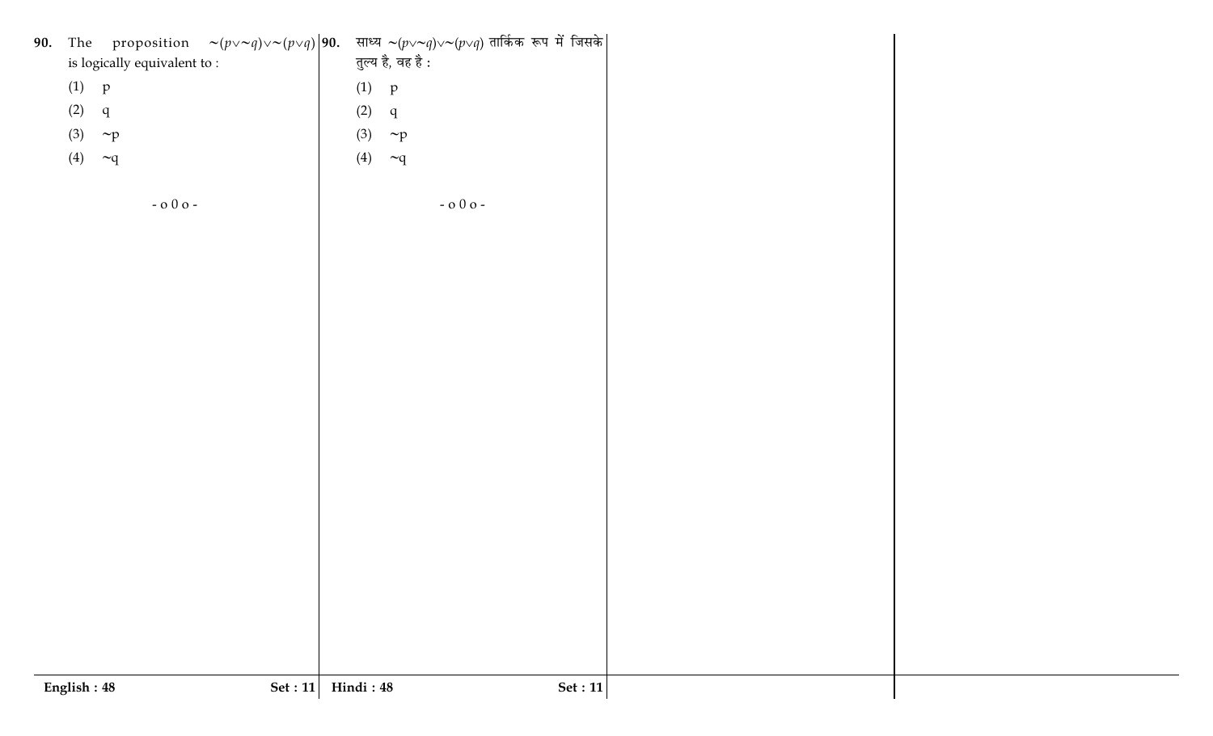90. The proposition $\sim(p \vee \sim q) \vee \sim(p \vee q)$ is logically equivalent to :

(1) p

(2) q

(3) ~p

(4) ~q

- o 0 o -

90. साध्य $\sim(p \vee \sim q) \vee \sim(p \vee q)$ तार्किक रूप में जिसके तुल्य है, वह है :

(1) p

(2) q

(3) ~p

(4) ~q

- o 0 o -